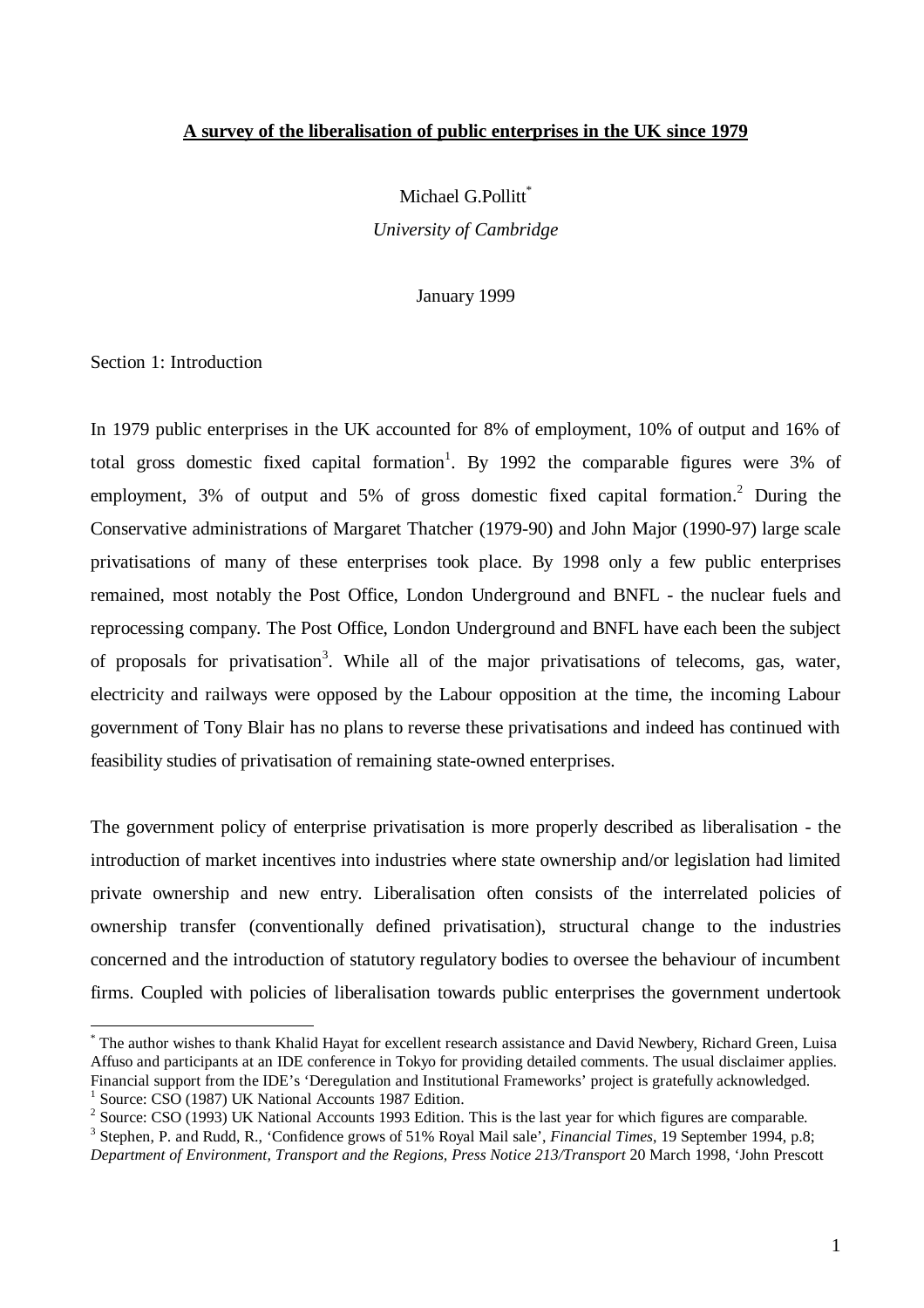# A survey of the liberalisation of public enterprises in the UK since 1979

Michael G.Pollitt[*]

*University of Cambridge*

January 1999

Section 1: Introduction

In 1979 public enterprises in the UK accounted for 8% of employment, 10% of output and 16% of total gross domestic fixed capital formation[1]. By 1992 the comparable figures were 3% of employment, 3% of output and 5% of gross domestic fixed capital formation.[2] During the Conservative administrations of Margaret Thatcher (1979-90) and John Major (1990-97) large scale privatisations of many of these enterprises took place. By 1998 only a few public enterprises remained, most notably the Post Office, London Underground and BNFL - the nuclear fuels and reprocessing company. The Post Office, London Underground and BNFL have each been the subject of proposals for privatisation[3]. While all of the major privatisations of telecoms, gas, water, electricity and railways were opposed by the Labour opposition at the time, the incoming Labour government of Tony Blair has no plans to reverse these privatisations and indeed has continued with feasibility studies of privatisation of remaining state-owned enterprises.

The government policy of enterprise privatisation is more properly described as liberalisation - the introduction of market incentives into industries where state ownership and/or legislation had limited private ownership and new entry. Liberalisation often consists of the interrelated policies of ownership transfer (conventionally defined privatisation), structural change to the industries concerned and the introduction of statutory regulatory bodies to oversee the behaviour of incumbent firms. Coupled with policies of liberalisation towards public enterprises the government undertook

---

[*] The author wishes to thank Khalid Hayat for excellent research assistance and David Newbery, Richard Green, Luisa Affuso and participants at an IDE conference in Tokyo for providing detailed comments. The usual disclaimer applies. Financial support from the IDE's 'Deregulation and Institutional Frameworks' project is gratefully acknowledged.

[1] Source: CSO (1987) UK National Accounts 1987 Edition.

[2] Source: CSO (1993) UK National Accounts 1993 Edition. This is the last year for which figures are comparable.

[3] Stephen, P. and Rudd, R., 'Confidence grows of 51% Royal Mail sale', *Financial Times*, 19 September 1994, p.8; *Department of Environment, Transport and the Regions, Press Notice 213/Transport* 20 March 1998, 'John Prescott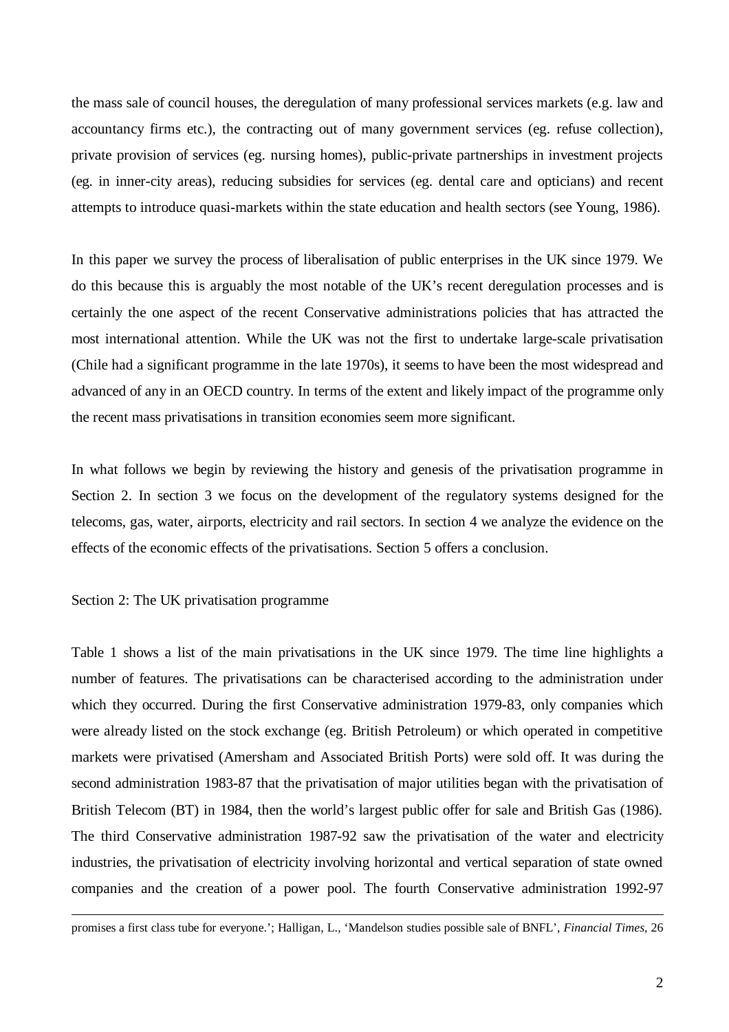the mass sale of council houses, the deregulation of many professional services markets (e.g. law and accountancy firms etc.), the contracting out of many government services (eg. refuse collection), private provision of services (eg. nursing homes), public-private partnerships in investment projects (eg. in inner-city areas), reducing subsidies for services (eg. dental care and opticians) and recent attempts to introduce quasi-markets within the state education and health sectors (see Young, 1986).

In this paper we survey the process of liberalisation of public enterprises in the UK since 1979. We do this because this is arguably the most notable of the UK's recent deregulation processes and is certainly the one aspect of the recent Conservative administrations policies that has attracted the most international attention. While the UK was not the first to undertake large-scale privatisation (Chile had a significant programme in the late 1970s), it seems to have been the most widespread and advanced of any in an OECD country. In terms of the extent and likely impact of the programme only the recent mass privatisations in transition economies seem more significant.

In what follows we begin by reviewing the history and genesis of the privatisation programme in Section 2. In section 3 we focus on the development of the regulatory systems designed for the telecoms, gas, water, airports, electricity and rail sectors. In section 4 we analyze the evidence on the effects of the economic effects of the privatisations. Section 5 offers a conclusion.

## Section 2: The UK privatisation programme

Table 1 shows a list of the main privatisations in the UK since 1979. The time line highlights a number of features. The privatisations can be characterised according to the administration under which they occurred. During the first Conservative administration 1979-83, only companies which were already listed on the stock exchange (eg. British Petroleum) or which operated in competitive markets were privatised (Amersham and Associated British Ports) were sold off. It was during the second administration 1983-87 that the privatisation of major utilities began with the privatisation of British Telecom (BT) in 1984, then the world's largest public offer for sale and British Gas (1986). The third Conservative administration 1987-92 saw the privatisation of the water and electricity industries, the privatisation of electricity involving horizontal and vertical separation of state owned companies and the creation of a power pool. The fourth Conservative administration 1992-97

---

promises a first class tube for everyone.'; Halligan, L., 'Mandelson studies possible sale of BNFL', *Financial Times*, 26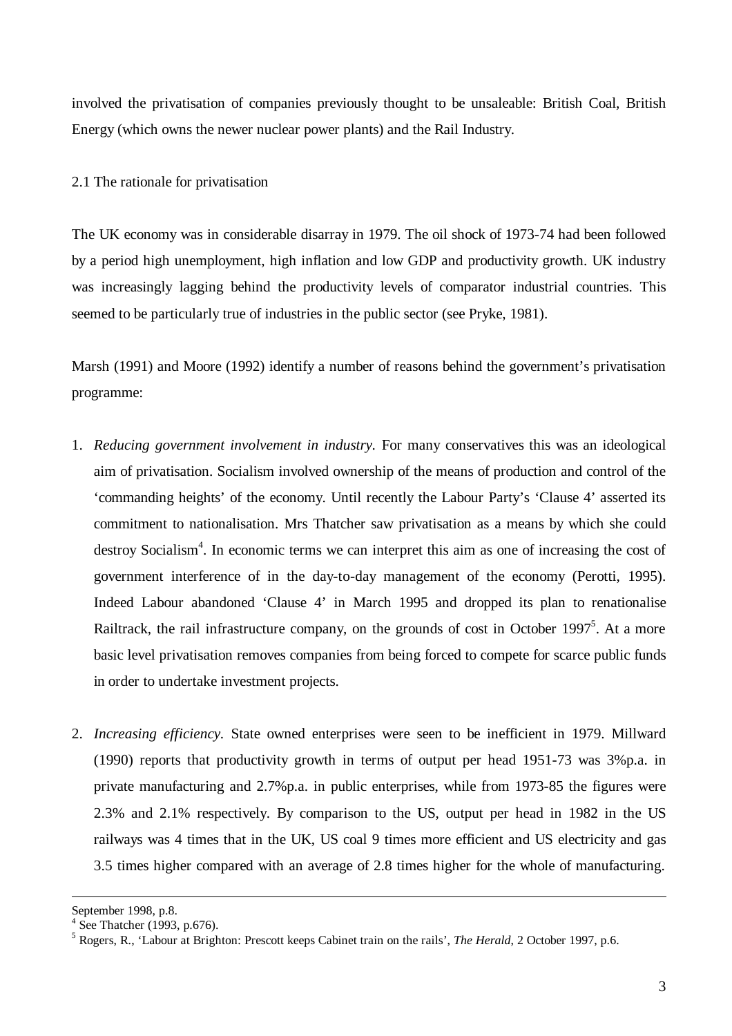involved the privatisation of companies previously thought to be unsaleable: British Coal, British Energy (which owns the newer nuclear power plants) and the Rail Industry.

## 2.1 The rationale for privatisation

The UK economy was in considerable disarray in 1979. The oil shock of 1973-74 had been followed by a period high unemployment, high inflation and low GDP and productivity growth. UK industry was increasingly lagging behind the productivity levels of comparator industrial countries. This seemed to be particularly true of industries in the public sector (see Pryke, 1981).

Marsh (1991) and Moore (1992) identify a number of reasons behind the government's privatisation programme:

1. *Reducing government involvement in industry.* For many conservatives this was an ideological aim of privatisation. Socialism involved ownership of the means of production and control of the 'commanding heights' of the economy. Until recently the Labour Party's 'Clause 4' asserted its commitment to nationalisation. Mrs Thatcher saw privatisation as a means by which she could destroy Socialism[4]. In economic terms we can interpret this aim as one of increasing the cost of government interference of in the day-to-day management of the economy (Perotti, 1995). Indeed Labour abandoned 'Clause 4' in March 1995 and dropped its plan to renationalise Railtrack, the rail infrastructure company, on the grounds of cost in October 1997[5]. At a more basic level privatisation removes companies from being forced to compete for scarce public funds in order to undertake investment projects.

2. *Increasing efficiency.* State owned enterprises were seen to be inefficient in 1979. Millward (1990) reports that productivity growth in terms of output per head 1951-73 was 3%p.a. in private manufacturing and 2.7%p.a. in public enterprises, while from 1973-85 the figures were 2.3% and 2.1% respectively. By comparison to the US, output per head in 1982 in the US railways was 4 times that in the UK, US coal 9 times more efficient and US electricity and gas 3.5 times higher compared with an average of 2.8 times higher for the whole of manufacturing.

---

September 1998, p.8.

[4] See Thatcher (1993, p.676).

[5] Rogers, R., 'Labour at Brighton: Prescott keeps Cabinet train on the rails', *The Herald*, 2 October 1997, p.6.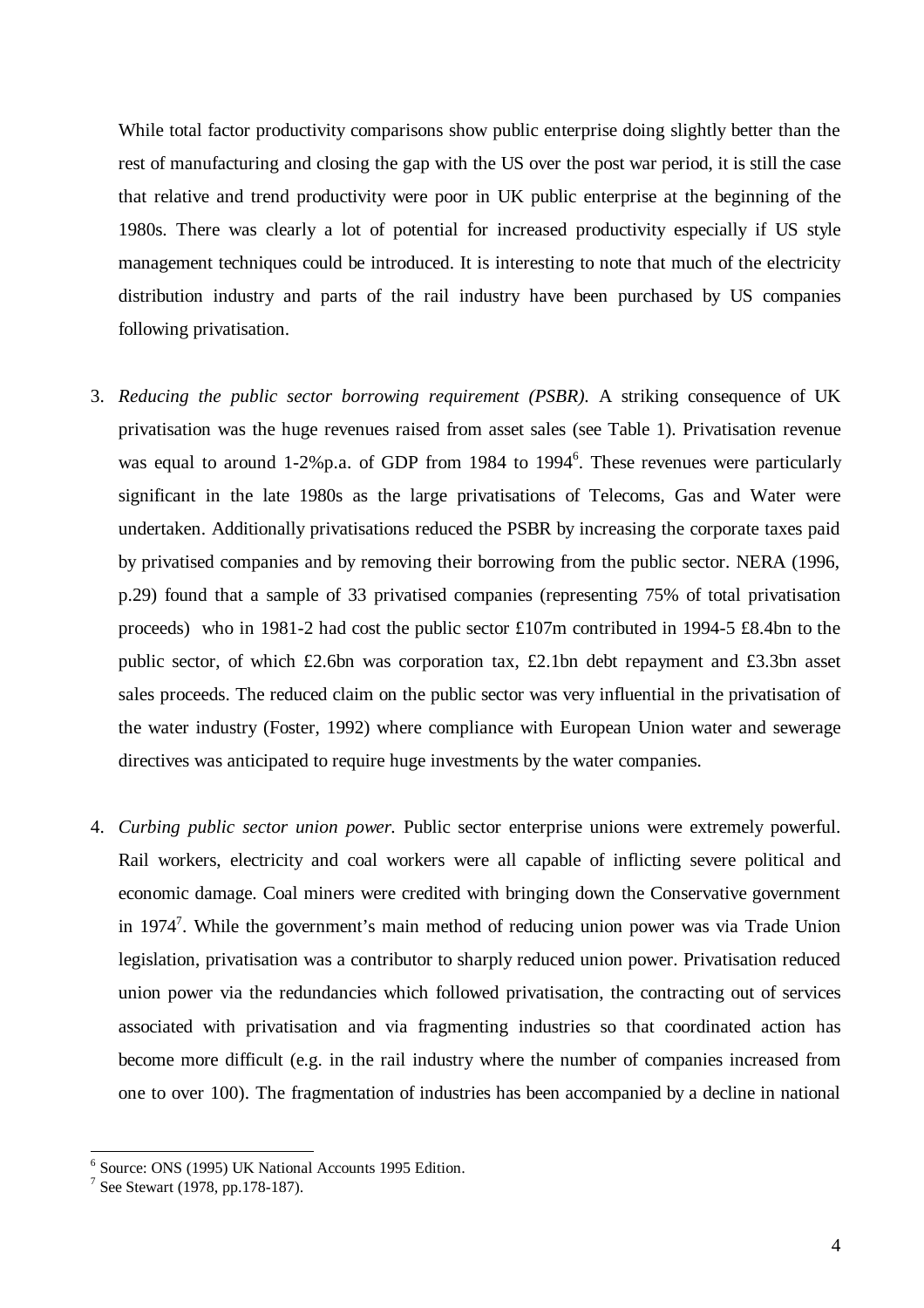While total factor productivity comparisons show public enterprise doing slightly better than the rest of manufacturing and closing the gap with the US over the post war period, it is still the case that relative and trend productivity were poor in UK public enterprise at the beginning of the 1980s. There was clearly a lot of potential for increased productivity especially if US style management techniques could be introduced. It is interesting to note that much of the electricity distribution industry and parts of the rail industry have been purchased by US companies following privatisation.

3. *Reducing the public sector borrowing requirement (PSBR).* A striking consequence of UK privatisation was the huge revenues raised from asset sales (see Table 1). Privatisation revenue was equal to around 1-2%p.a. of GDP from 1984 to 1994[6]. These revenues were particularly significant in the late 1980s as the large privatisations of Telecoms, Gas and Water were undertaken. Additionally privatisations reduced the PSBR by increasing the corporate taxes paid by privatised companies and by removing their borrowing from the public sector. NERA (1996, p.29) found that a sample of 33 privatised companies (representing 75% of total privatisation proceeds) who in 1981-2 had cost the public sector £107m contributed in 1994-5 £8.4bn to the public sector, of which £2.6bn was corporation tax, £2.1bn debt repayment and £3.3bn asset sales proceeds. The reduced claim on the public sector was very influential in the privatisation of the water industry (Foster, 1992) where compliance with European Union water and sewerage directives was anticipated to require huge investments by the water companies.

4. *Curbing public sector union power.* Public sector enterprise unions were extremely powerful. Rail workers, electricity and coal workers were all capable of inflicting severe political and economic damage. Coal miners were credited with bringing down the Conservative government in 1974[7]. While the government's main method of reducing union power was via Trade Union legislation, privatisation was a contributor to sharply reduced union power. Privatisation reduced union power via the redundancies which followed privatisation, the contracting out of services associated with privatisation and via fragmenting industries so that coordinated action has become more difficult (e.g. in the rail industry where the number of companies increased from one to over 100). The fragmentation of industries has been accompanied by a decline in national

[6] Source: ONS (1995) UK National Accounts 1995 Edition.

[7] See Stewart (1978, pp.178-187).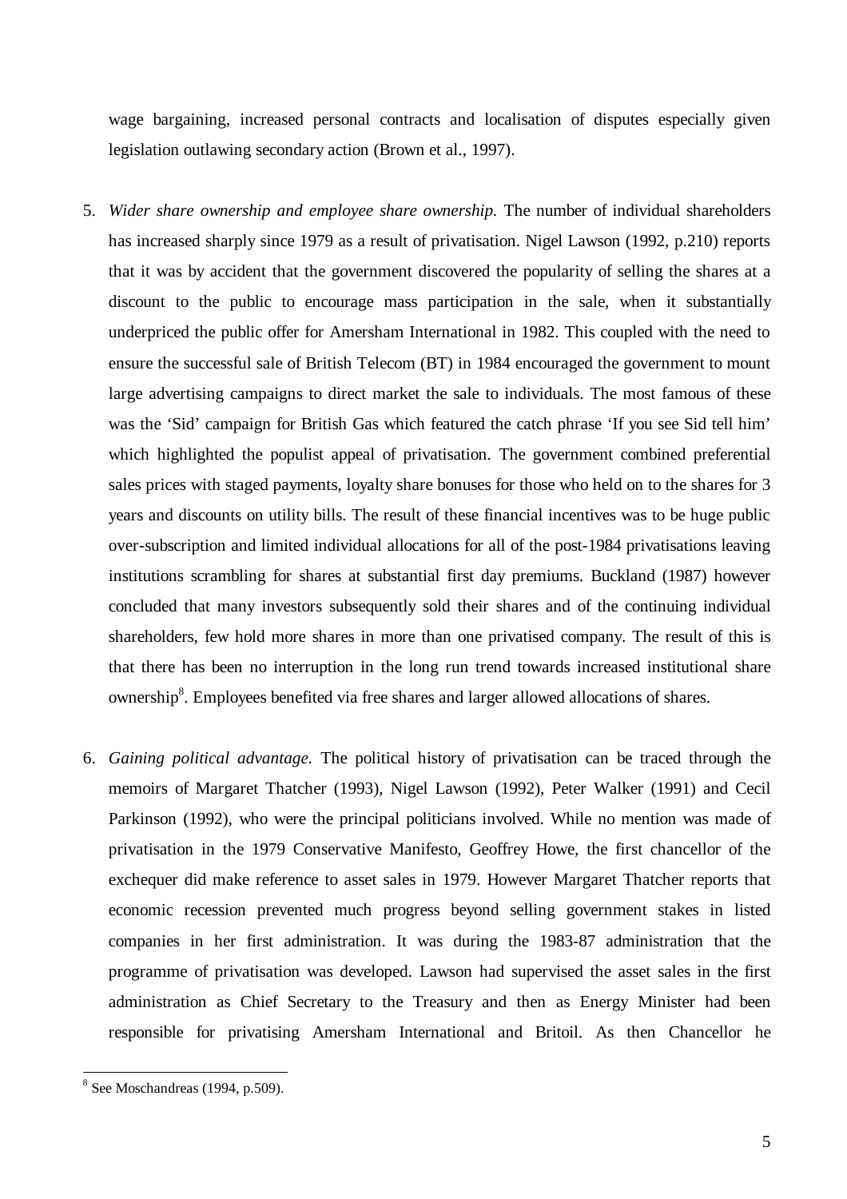wage bargaining, increased personal contracts and localisation of disputes especially given legislation outlawing secondary action (Brown et al., 1997).

5. *Wider share ownership and employee share ownership.* The number of individual shareholders has increased sharply since 1979 as a result of privatisation. Nigel Lawson (1992, p.210) reports that it was by accident that the government discovered the popularity of selling the shares at a discount to the public to encourage mass participation in the sale, when it substantially underpriced the public offer for Amersham International in 1982. This coupled with the need to ensure the successful sale of British Telecom (BT) in 1984 encouraged the government to mount large advertising campaigns to direct market the sale to individuals. The most famous of these was the 'Sid' campaign for British Gas which featured the catch phrase 'If you see Sid tell him' which highlighted the populist appeal of privatisation. The government combined preferential sales prices with staged payments, loyalty share bonuses for those who held on to the shares for 3 years and discounts on utility bills. The result of these financial incentives was to be huge public over-subscription and limited individual allocations for all of the post-1984 privatisations leaving institutions scrambling for shares at substantial first day premiums. Buckland (1987) however concluded that many investors subsequently sold their shares and of the continuing individual shareholders, few hold more shares in more than one privatised company. The result of this is that there has been no interruption in the long run trend towards increased institutional share ownership[8]. Employees benefited via free shares and larger allowed allocations of shares.

6. *Gaining political advantage.* The political history of privatisation can be traced through the memoirs of Margaret Thatcher (1993), Nigel Lawson (1992), Peter Walker (1991) and Cecil Parkinson (1992), who were the principal politicians involved. While no mention was made of privatisation in the 1979 Conservative Manifesto, Geoffrey Howe, the first chancellor of the exchequer did make reference to asset sales in 1979. However Margaret Thatcher reports that economic recession prevented much progress beyond selling government stakes in listed companies in her first administration. It was during the 1983-87 administration that the programme of privatisation was developed. Lawson had supervised the asset sales in the first administration as Chief Secretary to the Treasury and then as Energy Minister had been responsible for privatising Amersham International and Britoil. As then Chancellor he

[8] See Moschandreas (1994, p.509).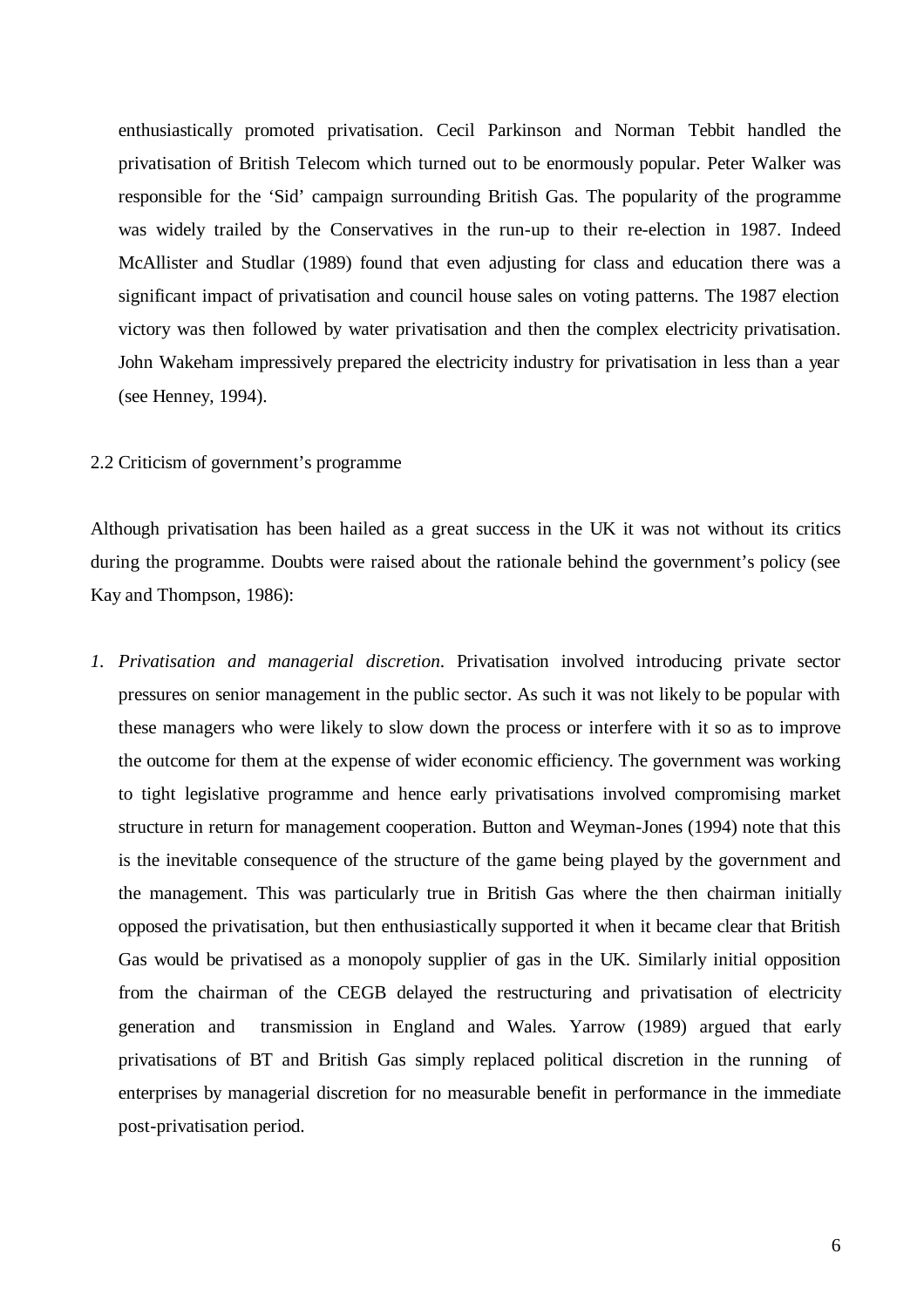enthusiastically promoted privatisation. Cecil Parkinson and Norman Tebbit handled the privatisation of British Telecom which turned out to be enormously popular. Peter Walker was responsible for the 'Sid' campaign surrounding British Gas. The popularity of the programme was widely trailed by the Conservatives in the run-up to their re-election in 1987. Indeed McAllister and Studlar (1989) found that even adjusting for class and education there was a significant impact of privatisation and council house sales on voting patterns. The 1987 election victory was then followed by water privatisation and then the complex electricity privatisation. John Wakeham impressively prepared the electricity industry for privatisation in less than a year (see Henney, 1994).

## 2.2 Criticism of government's programme

Although privatisation has been hailed as a great success in the UK it was not without its critics during the programme. Doubts were raised about the rationale behind the government's policy (see Kay and Thompson, 1986):

1. *Privatisation and managerial discretion*. Privatisation involved introducing private sector pressures on senior management in the public sector. As such it was not likely to be popular with these managers who were likely to slow down the process or interfere with it so as to improve the outcome for them at the expense of wider economic efficiency. The government was working to tight legislative programme and hence early privatisations involved compromising market structure in return for management cooperation. Button and Weyman-Jones (1994) note that this is the inevitable consequence of the structure of the game being played by the government and the management. This was particularly true in British Gas where the then chairman initially opposed the privatisation, but then enthusiastically supported it when it became clear that British Gas would be privatised as a monopoly supplier of gas in the UK. Similarly initial opposition from the chairman of the CEGB delayed the restructuring and privatisation of electricity generation and transmission in England and Wales. Yarrow (1989) argued that early privatisations of BT and British Gas simply replaced political discretion in the running of enterprises by managerial discretion for no measurable benefit in performance in the immediate post-privatisation period.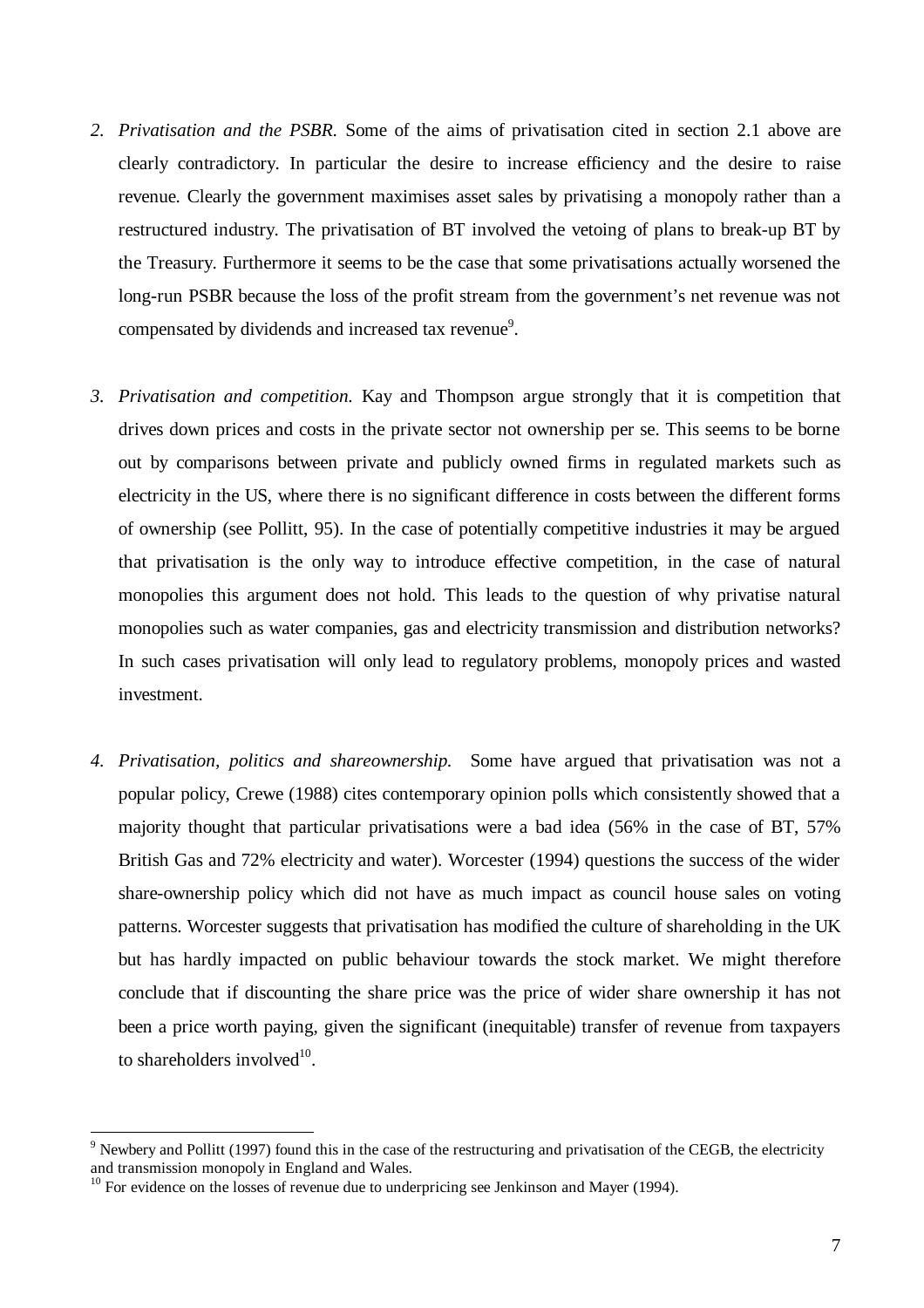2. *Privatisation and the PSBR.* Some of the aims of privatisation cited in section 2.1 above are clearly contradictory. In particular the desire to increase efficiency and the desire to raise revenue. Clearly the government maximises asset sales by privatising a monopoly rather than a restructured industry. The privatisation of BT involved the vetoing of plans to break-up BT by the Treasury. Furthermore it seems to be the case that some privatisations actually worsened the long-run PSBR because the loss of the profit stream from the government's net revenue was not compensated by dividends and increased tax revenue[9].

3. *Privatisation and competition.* Kay and Thompson argue strongly that it is competition that drives down prices and costs in the private sector not ownership per se. This seems to be borne out by comparisons between private and publicly owned firms in regulated markets such as electricity in the US, where there is no significant difference in costs between the different forms of ownership (see Pollitt, 95). In the case of potentially competitive industries it may be argued that privatisation is the only way to introduce effective competition, in the case of natural monopolies this argument does not hold. This leads to the question of why privatise natural monopolies such as water companies, gas and electricity transmission and distribution networks? In such cases privatisation will only lead to regulatory problems, monopoly prices and wasted investment.

4. *Privatisation, politics and shareownership.* Some have argued that privatisation was not a popular policy, Crewe (1988) cites contemporary opinion polls which consistently showed that a majority thought that particular privatisations were a bad idea (56% in the case of BT, 57% British Gas and 72% electricity and water). Worcester (1994) questions the success of the wider share-ownership policy which did not have as much impact as council house sales on voting patterns. Worcester suggests that privatisation has modified the culture of shareholding in the UK but has hardly impacted on public behaviour towards the stock market. We might therefore conclude that if discounting the share price was the price of wider share ownership it has not been a price worth paying, given the significant (inequitable) transfer of revenue from taxpayers to shareholders involved[10].

---

[9] Newbery and Pollitt (1997) found this in the case of the restructuring and privatisation of the CEGB, the electricity and transmission monopoly in England and Wales.

[10] For evidence on the losses of revenue due to underpricing see Jenkinson and Mayer (1994).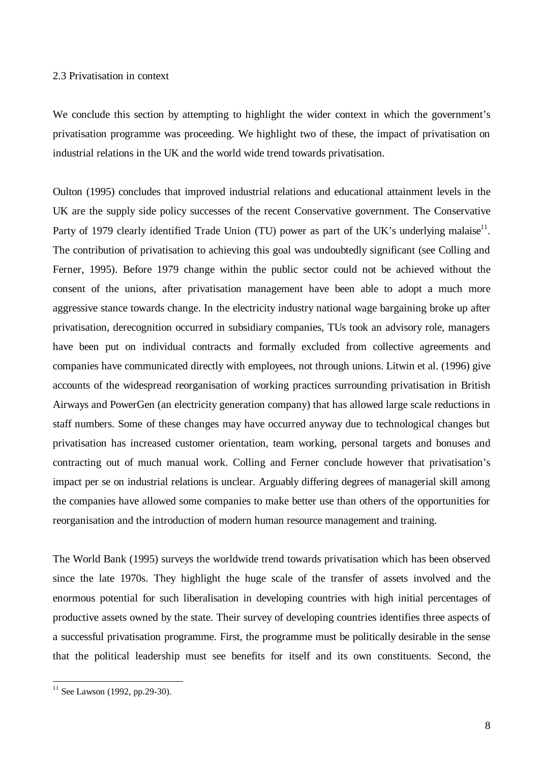## 2.3 Privatisation in context

We conclude this section by attempting to highlight the wider context in which the government's privatisation programme was proceeding. We highlight two of these, the impact of privatisation on industrial relations in the UK and the world wide trend towards privatisation.

Oulton (1995) concludes that improved industrial relations and educational attainment levels in the UK are the supply side policy successes of the recent Conservative government. The Conservative Party of 1979 clearly identified Trade Union (TU) power as part of the UK's underlying malaise[11]. The contribution of privatisation to achieving this goal was undoubtedly significant (see Colling and Ferner, 1995). Before 1979 change within the public sector could not be achieved without the consent of the unions, after privatisation management have been able to adopt a much more aggressive stance towards change. In the electricity industry national wage bargaining broke up after privatisation, derecognition occurred in subsidiary companies, TUs took an advisory role, managers have been put on individual contracts and formally excluded from collective agreements and companies have communicated directly with employees, not through unions. Litwin et al. (1996) give accounts of the widespread reorganisation of working practices surrounding privatisation in British Airways and PowerGen (an electricity generation company) that has allowed large scale reductions in staff numbers. Some of these changes may have occurred anyway due to technological changes but privatisation has increased customer orientation, team working, personal targets and bonuses and contracting out of much manual work. Colling and Ferner conclude however that privatisation's impact per se on industrial relations is unclear. Arguably differing degrees of managerial skill among the companies have allowed some companies to make better use than others of the opportunities for reorganisation and the introduction of modern human resource management and training.

The World Bank (1995) surveys the worldwide trend towards privatisation which has been observed since the late 1970s. They highlight the huge scale of the transfer of assets involved and the enormous potential for such liberalisation in developing countries with high initial percentages of productive assets owned by the state. Their survey of developing countries identifies three aspects of a successful privatisation programme. First, the programme must be politically desirable in the sense that the political leadership must see benefits for itself and its own constituents. Second, the

[11] See Lawson (1992, pp.29-30).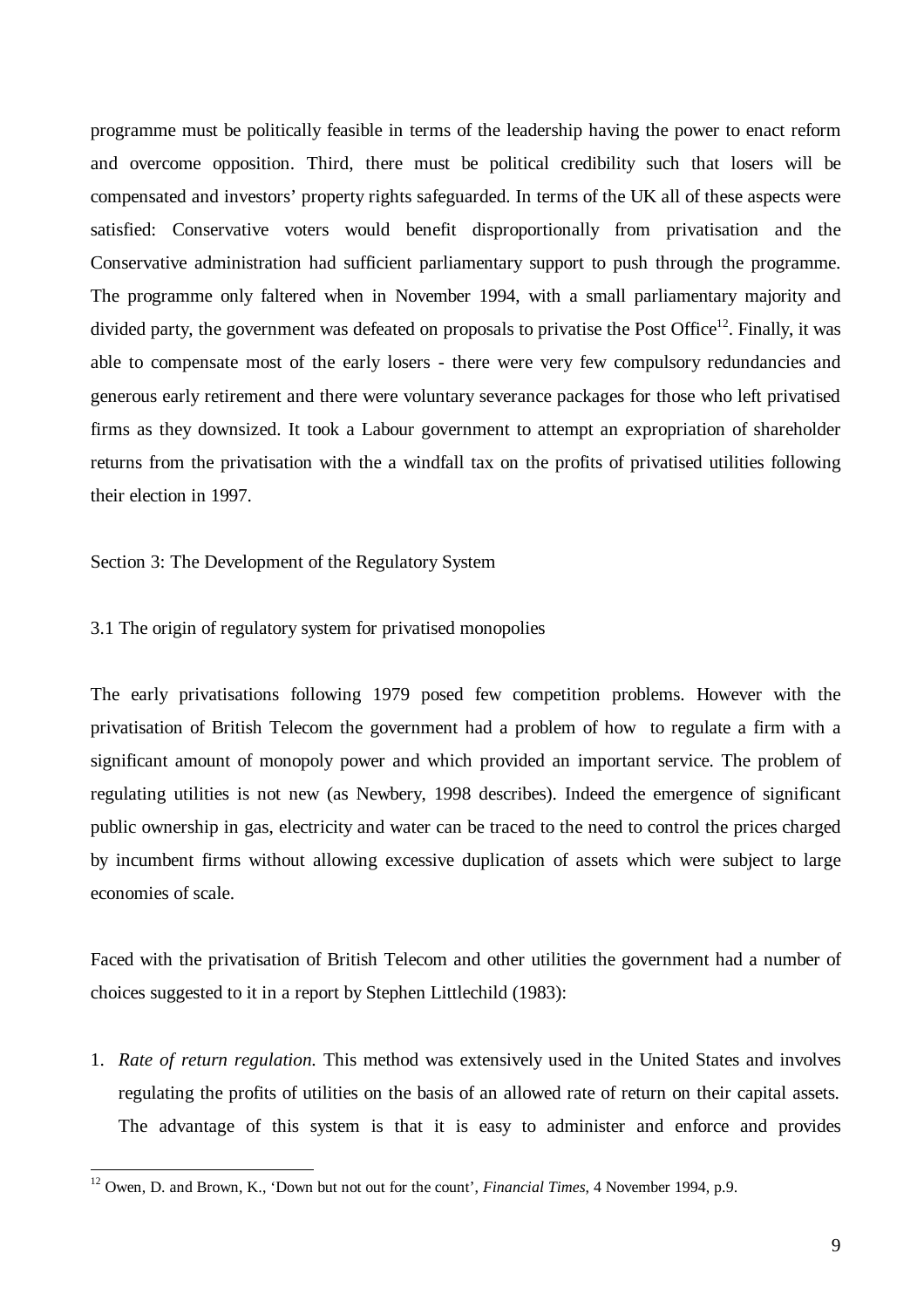programme must be politically feasible in terms of the leadership having the power to enact reform and overcome opposition. Third, there must be political credibility such that losers will be compensated and investors' property rights safeguarded. In terms of the UK all of these aspects were satisfied: Conservative voters would benefit disproportionally from privatisation and the Conservative administration had sufficient parliamentary support to push through the programme. The programme only faltered when in November 1994, with a small parliamentary majority and divided party, the government was defeated on proposals to privatise the Post Office[12]. Finally, it was able to compensate most of the early losers - there were very few compulsory redundancies and generous early retirement and there were voluntary severance packages for those who left privatised firms as they downsized. It took a Labour government to attempt an expropriation of shareholder returns from the privatisation with the a windfall tax on the profits of privatised utilities following their election in 1997.

## Section 3: The Development of the Regulatory System

### 3.1 The origin of regulatory system for privatised monopolies

The early privatisations following 1979 posed few competition problems. However with the privatisation of British Telecom the government had a problem of how to regulate a firm with a significant amount of monopoly power and which provided an important service. The problem of regulating utilities is not new (as Newbery, 1998 describes). Indeed the emergence of significant public ownership in gas, electricity and water can be traced to the need to control the prices charged by incumbent firms without allowing excessive duplication of assets which were subject to large economies of scale.

Faced with the privatisation of British Telecom and other utilities the government had a number of choices suggested to it in a report by Stephen Littlechild (1983):

1. *Rate of return regulation.* This method was extensively used in the United States and involves regulating the profits of utilities on the basis of an allowed rate of return on their capital assets. The advantage of this system is that it is easy to administer and enforce and provides

[12] Owen, D. and Brown, K., 'Down but not out for the count', *Financial Times*, 4 November 1994, p.9.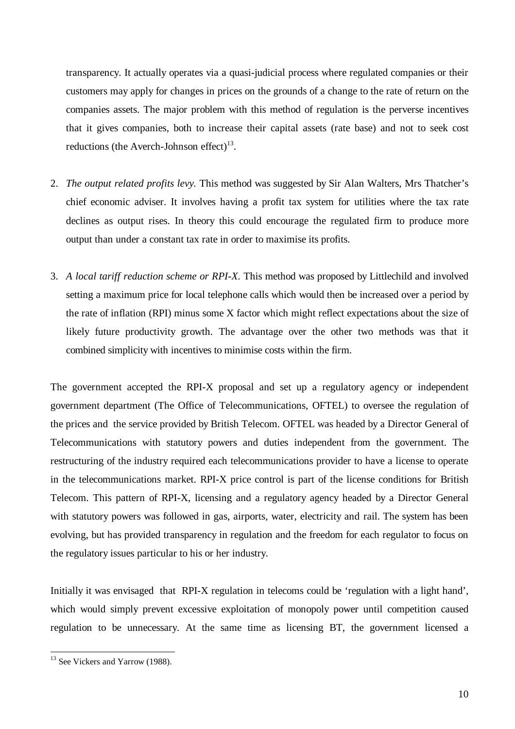transparency. It actually operates via a quasi-judicial process where regulated companies or their customers may apply for changes in prices on the grounds of a change to the rate of return on the companies assets. The major problem with this method of regulation is the perverse incentives that it gives companies, both to increase their capital assets (rate base) and not to seek cost reductions (the Averch-Johnson effect)[13].

2. *The output related profits levy.* This method was suggested by Sir Alan Walters, Mrs Thatcher's chief economic adviser. It involves having a profit tax system for utilities where the tax rate declines as output rises. In theory this could encourage the regulated firm to produce more output than under a constant tax rate in order to maximise its profits.

3. *A local tariff reduction scheme or RPI-X.* This method was proposed by Littlechild and involved setting a maximum price for local telephone calls which would then be increased over a period by the rate of inflation (RPI) minus some X factor which might reflect expectations about the size of likely future productivity growth. The advantage over the other two methods was that it combined simplicity with incentives to minimise costs within the firm.

The government accepted the RPI-X proposal and set up a regulatory agency or independent government department (The Office of Telecommunications, OFTEL) to oversee the regulation of the prices and the service provided by British Telecom. OFTEL was headed by a Director General of Telecommunications with statutory powers and duties independent from the government. The restructuring of the industry required each telecommunications provider to have a license to operate in the telecommunications market. RPI-X price control is part of the license conditions for British Telecom. This pattern of RPI-X, licensing and a regulatory agency headed by a Director General with statutory powers was followed in gas, airports, water, electricity and rail. The system has been evolving, but has provided transparency in regulation and the freedom for each regulator to focus on the regulatory issues particular to his or her industry.

Initially it was envisaged that RPI-X regulation in telecoms could be 'regulation with a light hand', which would simply prevent excessive exploitation of monopoly power until competition caused regulation to be unnecessary. At the same time as licensing BT, the government licensed a

[13] See Vickers and Yarrow (1988).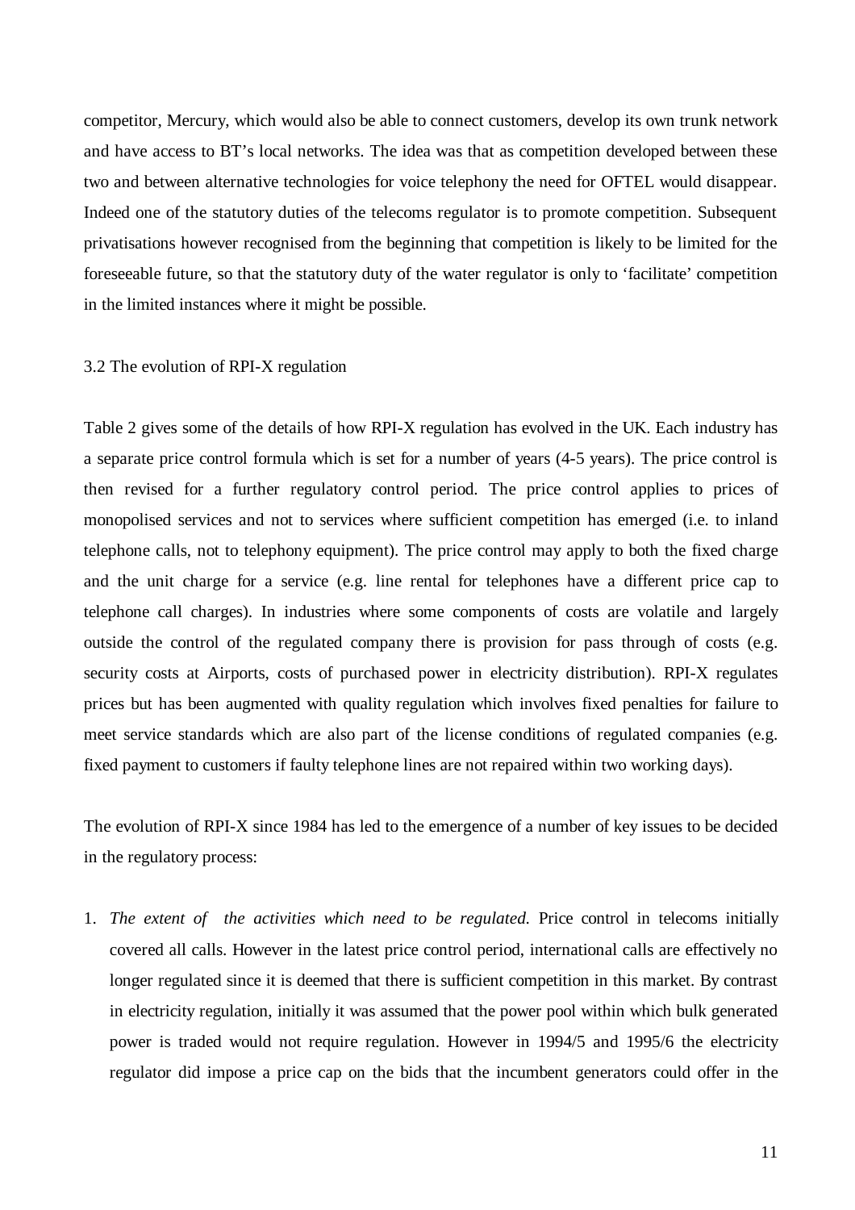competitor, Mercury, which would also be able to connect customers, develop its own trunk network and have access to BT's local networks. The idea was that as competition developed between these two and between alternative technologies for voice telephony the need for OFTEL would disappear. Indeed one of the statutory duties of the telecoms regulator is to promote competition. Subsequent privatisations however recognised from the beginning that competition is likely to be limited for the foreseeable future, so that the statutory duty of the water regulator is only to 'facilitate' competition in the limited instances where it might be possible.

### 3.2 The evolution of RPI-X regulation

Table 2 gives some of the details of how RPI-X regulation has evolved in the UK. Each industry has a separate price control formula which is set for a number of years (4-5 years). The price control is then revised for a further regulatory control period. The price control applies to prices of monopolised services and not to services where sufficient competition has emerged (i.e. to inland telephone calls, not to telephony equipment). The price control may apply to both the fixed charge and the unit charge for a service (e.g. line rental for telephones have a different price cap to telephone call charges). In industries where some components of costs are volatile and largely outside the control of the regulated company there is provision for pass through of costs (e.g. security costs at Airports, costs of purchased power in electricity distribution). RPI-X regulates prices but has been augmented with quality regulation which involves fixed penalties for failure to meet service standards which are also part of the license conditions of regulated companies (e.g. fixed payment to customers if faulty telephone lines are not repaired within two working days).

The evolution of RPI-X since 1984 has led to the emergence of a number of key issues to be decided in the regulatory process:

1. *The extent of the activities which need to be regulated.* Price control in telecoms initially covered all calls. However in the latest price control period, international calls are effectively no longer regulated since it is deemed that there is sufficient competition in this market. By contrast in electricity regulation, initially it was assumed that the power pool within which bulk generated power is traded would not require regulation. However in 1994/5 and 1995/6 the electricity regulator did impose a price cap on the bids that the incumbent generators could offer in the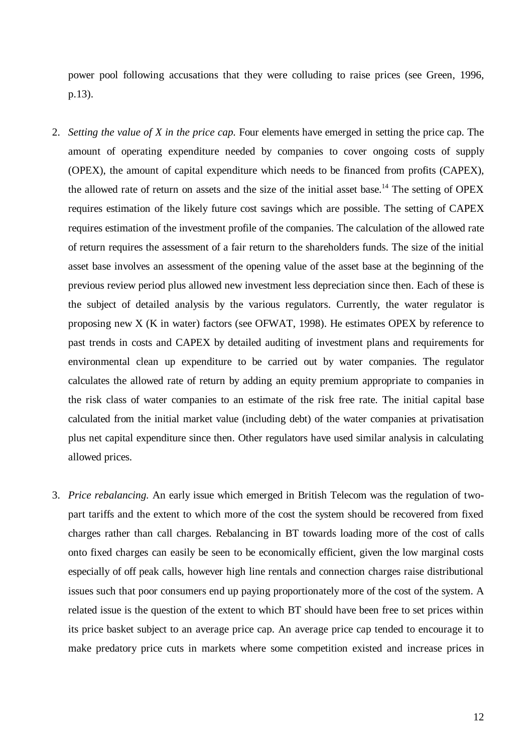power pool following accusations that they were colluding to raise prices (see Green, 1996, p.13).

2. *Setting the value of X in the price cap.* Four elements have emerged in setting the price cap. The amount of operating expenditure needed by companies to cover ongoing costs of supply (OPEX), the amount of capital expenditure which needs to be financed from profits (CAPEX), the allowed rate of return on assets and the size of the initial asset base.[14] The setting of OPEX requires estimation of the likely future cost savings which are possible. The setting of CAPEX requires estimation of the investment profile of the companies. The calculation of the allowed rate of return requires the assessment of a fair return to the shareholders funds. The size of the initial asset base involves an assessment of the opening value of the asset base at the beginning of the previous review period plus allowed new investment less depreciation since then. Each of these is the subject of detailed analysis by the various regulators. Currently, the water regulator is proposing new X (K in water) factors (see OFWAT, 1998). He estimates OPEX by reference to past trends in costs and CAPEX by detailed auditing of investment plans and requirements for environmental clean up expenditure to be carried out by water companies. The regulator calculates the allowed rate of return by adding an equity premium appropriate to companies in the risk class of water companies to an estimate of the risk free rate. The initial capital base calculated from the initial market value (including debt) of the water companies at privatisation plus net capital expenditure since then. Other regulators have used similar analysis in calculating allowed prices.

3. *Price rebalancing.* An early issue which emerged in British Telecom was the regulation of two-part tariffs and the extent to which more of the cost the system should be recovered from fixed charges rather than call charges. Rebalancing in BT towards loading more of the cost of calls onto fixed charges can easily be seen to be economically efficient, given the low marginal costs especially of off peak calls, however high line rentals and connection charges raise distributional issues such that poor consumers end up paying proportionately more of the cost of the system. A related issue is the question of the extent to which BT should have been free to set prices within its price basket subject to an average price cap. An average price cap tended to encourage it to make predatory price cuts in markets where some competition existed and increase prices in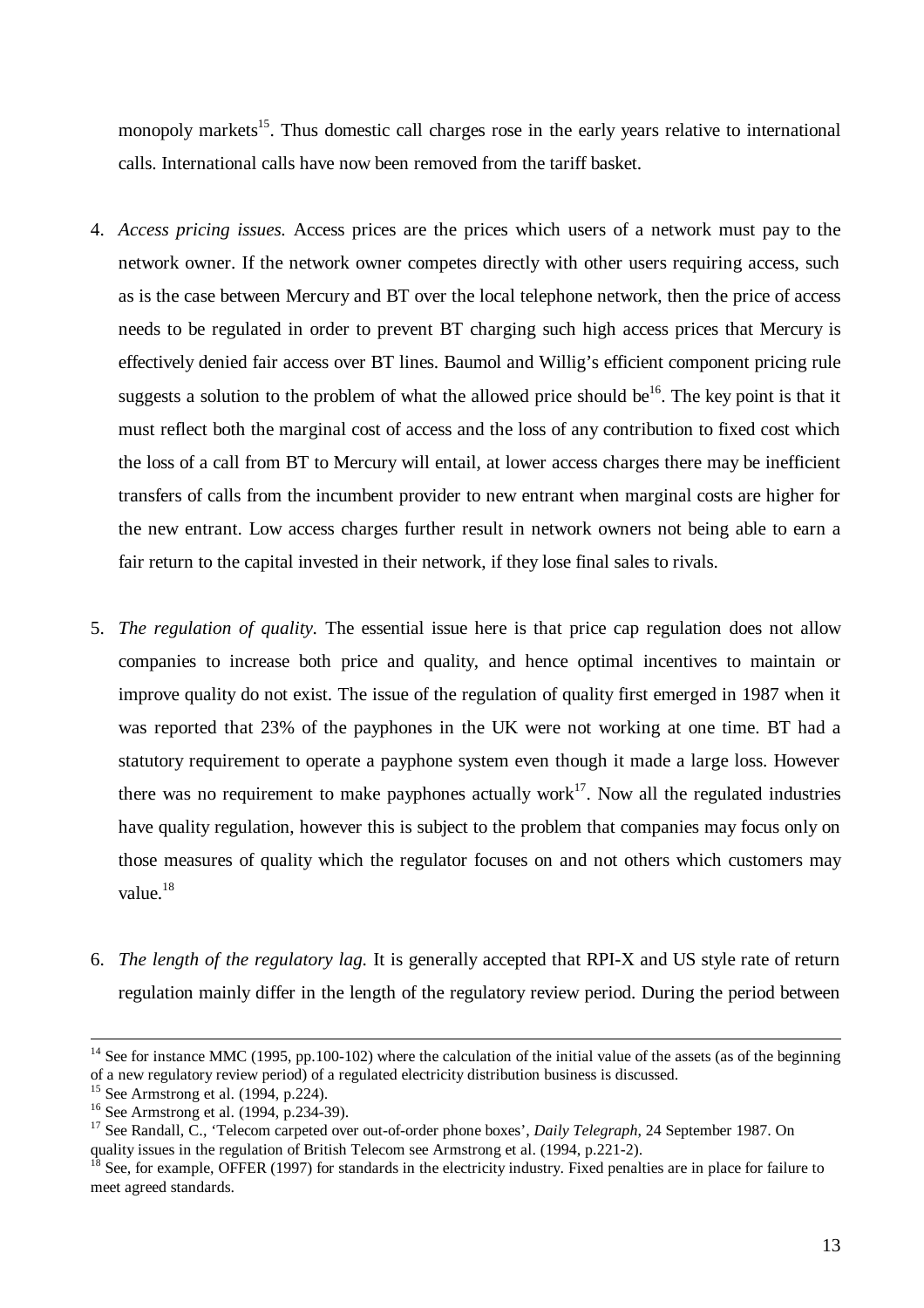monopoly markets[15]. Thus domestic call charges rose in the early years relative to international calls. International calls have now been removed from the tariff basket.

4. *Access pricing issues.* Access prices are the prices which users of a network must pay to the network owner. If the network owner competes directly with other users requiring access, such as is the case between Mercury and BT over the local telephone network, then the price of access needs to be regulated in order to prevent BT charging such high access prices that Mercury is effectively denied fair access over BT lines. Baumol and Willig's efficient component pricing rule suggests a solution to the problem of what the allowed price should be[16]. The key point is that it must reflect both the marginal cost of access and the loss of any contribution to fixed cost which the loss of a call from BT to Mercury will entail, at lower access charges there may be inefficient transfers of calls from the incumbent provider to new entrant when marginal costs are higher for the new entrant. Low access charges further result in network owners not being able to earn a fair return to the capital invested in their network, if they lose final sales to rivals.

5. *The regulation of quality.* The essential issue here is that price cap regulation does not allow companies to increase both price and quality, and hence optimal incentives to maintain or improve quality do not exist. The issue of the regulation of quality first emerged in 1987 when it was reported that 23% of the payphones in the UK were not working at one time. BT had a statutory requirement to operate a payphone system even though it made a large loss. However there was no requirement to make payphones actually work[17]. Now all the regulated industries have quality regulation, however this is subject to the problem that companies may focus only on those measures of quality which the regulator focuses on and not others which customers may value.[18]

6. *The length of the regulatory lag.* It is generally accepted that RPI-X and US style rate of return regulation mainly differ in the length of the regulatory review period. During the period between

---

[14] See for instance MMC (1995, pp.100-102) where the calculation of the initial value of the assets (as of the beginning of a new regulatory review period) of a regulated electricity distribution business is discussed.

[15] See Armstrong et al. (1994, p.224).

[16] See Armstrong et al. (1994, p.234-39).

[17] See Randall, C., 'Telecom carpeted over out-of-order phone boxes', *Daily Telegraph*, 24 September 1987. On quality issues in the regulation of British Telecom see Armstrong et al. (1994, p.221-2).

[18] See, for example, OFFER (1997) for standards in the electricity industry. Fixed penalties are in place for failure to meet agreed standards.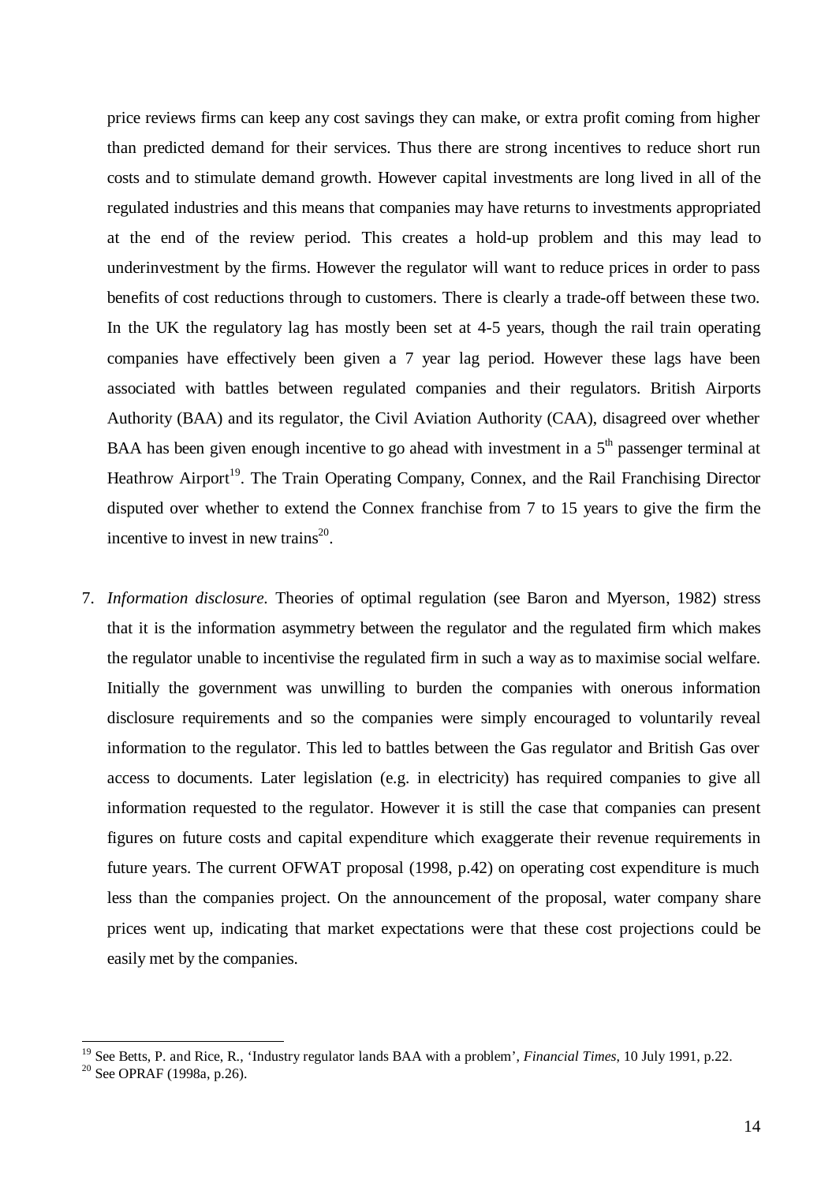price reviews firms can keep any cost savings they can make, or extra profit coming from higher than predicted demand for their services. Thus there are strong incentives to reduce short run costs and to stimulate demand growth. However capital investments are long lived in all of the regulated industries and this means that companies may have returns to investments appropriated at the end of the review period. This creates a hold-up problem and this may lead to underinvestment by the firms. However the regulator will want to reduce prices in order to pass benefits of cost reductions through to customers. There is clearly a trade-off between these two. In the UK the regulatory lag has mostly been set at 4-5 years, though the rail train operating companies have effectively been given a 7 year lag period. However these lags have been associated with battles between regulated companies and their regulators. British Airports Authority (BAA) and its regulator, the Civil Aviation Authority (CAA), disagreed over whether BAA has been given enough incentive to go ahead with investment in a 5th passenger terminal at Heathrow Airport[19]. The Train Operating Company, Connex, and the Rail Franchising Director disputed over whether to extend the Connex franchise from 7 to 15 years to give the firm the incentive to invest in new trains[20].

7. *Information disclosure.* Theories of optimal regulation (see Baron and Myerson, 1982) stress that it is the information asymmetry between the regulator and the regulated firm which makes the regulator unable to incentivise the regulated firm in such a way as to maximise social welfare. Initially the government was unwilling to burden the companies with onerous information disclosure requirements and so the companies were simply encouraged to voluntarily reveal information to the regulator. This led to battles between the Gas regulator and British Gas over access to documents. Later legislation (e.g. in electricity) has required companies to give all information requested to the regulator. However it is still the case that companies can present figures on future costs and capital expenditure which exaggerate their revenue requirements in future years. The current OFWAT proposal (1998, p.42) on operating cost expenditure is much less than the companies project. On the announcement of the proposal, water company share prices went up, indicating that market expectations were that these cost projections could be easily met by the companies.

---

[19] See Betts, P. and Rice, R., 'Industry regulator lands BAA with a problem', *Financial Times,* 10 July 1991, p.22.

[20] See OPRAF (1998a, p.26).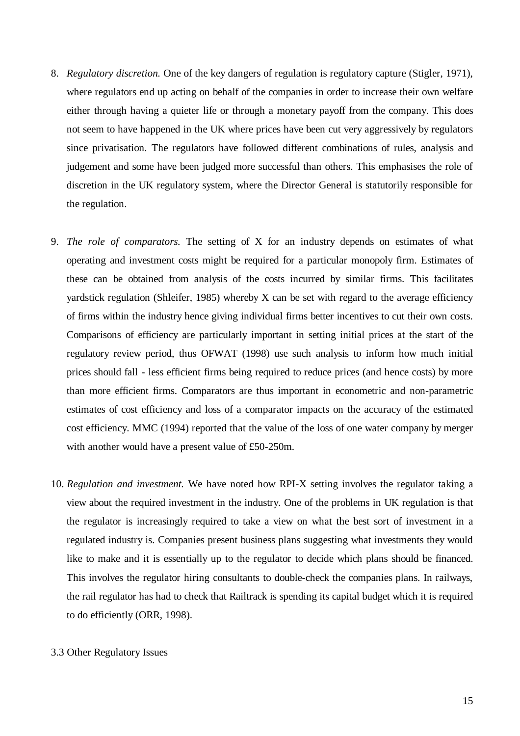8. *Regulatory discretion.* One of the key dangers of regulation is regulatory capture (Stigler, 1971), where regulators end up acting on behalf of the companies in order to increase their own welfare either through having a quieter life or through a monetary payoff from the company. This does not seem to have happened in the UK where prices have been cut very aggressively by regulators since privatisation. The regulators have followed different combinations of rules, analysis and judgement and some have been judged more successful than others. This emphasises the role of discretion in the UK regulatory system, where the Director General is statutorily responsible for the regulation.

9. *The role of comparators.* The setting of X for an industry depends on estimates of what operating and investment costs might be required for a particular monopoly firm. Estimates of these can be obtained from analysis of the costs incurred by similar firms. This facilitates yardstick regulation (Shleifer, 1985) whereby X can be set with regard to the average efficiency of firms within the industry hence giving individual firms better incentives to cut their own costs. Comparisons of efficiency are particularly important in setting initial prices at the start of the regulatory review period, thus OFWAT (1998) use such analysis to inform how much initial prices should fall - less efficient firms being required to reduce prices (and hence costs) by more than more efficient firms. Comparators are thus important in econometric and non-parametric estimates of cost efficiency and loss of a comparator impacts on the accuracy of the estimated cost efficiency. MMC (1994) reported that the value of the loss of one water company by merger with another would have a present value of £50-250m.

10. *Regulation and investment.* We have noted how RPI-X setting involves the regulator taking a view about the required investment in the industry. One of the problems in UK regulation is that the regulator is increasingly required to take a view on what the best sort of investment in a regulated industry is. Companies present business plans suggesting what investments they would like to make and it is essentially up to the regulator to decide which plans should be financed. This involves the regulator hiring consultants to double-check the companies plans. In railways, the rail regulator has had to check that Railtrack is spending its capital budget which it is required to do efficiently (ORR, 1998).

### 3.3 Other Regulatory Issues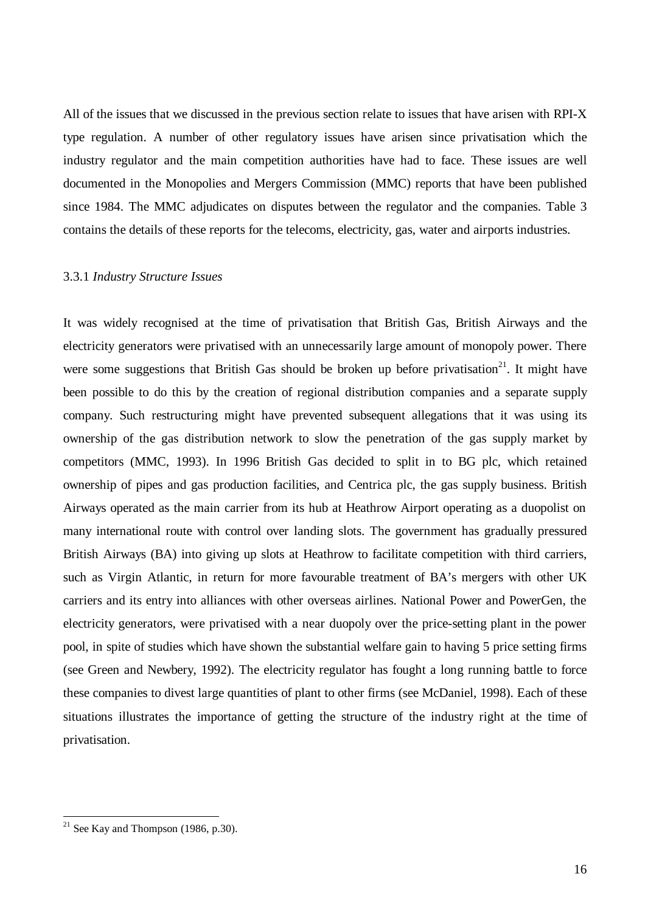All of the issues that we discussed in the previous section relate to issues that have arisen with RPI-X type regulation. A number of other regulatory issues have arisen since privatisation which the industry regulator and the main competition authorities have had to face. These issues are well documented in the Monopolies and Mergers Commission (MMC) reports that have been published since 1984. The MMC adjudicates on disputes between the regulator and the companies. Table 3 contains the details of these reports for the telecoms, electricity, gas, water and airports industries.

### 3.3.1 *Industry Structure Issues*

It was widely recognised at the time of privatisation that British Gas, British Airways and the electricity generators were privatised with an unnecessarily large amount of monopoly power. There were some suggestions that British Gas should be broken up before privatisation[21]. It might have been possible to do this by the creation of regional distribution companies and a separate supply company. Such restructuring might have prevented subsequent allegations that it was using its ownership of the gas distribution network to slow the penetration of the gas supply market by competitors (MMC, 1993). In 1996 British Gas decided to split in to BG plc, which retained ownership of pipes and gas production facilities, and Centrica plc, the gas supply business. British Airways operated as the main carrier from its hub at Heathrow Airport operating as a duopolist on many international route with control over landing slots. The government has gradually pressured British Airways (BA) into giving up slots at Heathrow to facilitate competition with third carriers, such as Virgin Atlantic, in return for more favourable treatment of BA's mergers with other UK carriers and its entry into alliances with other overseas airlines. National Power and PowerGen, the electricity generators, were privatised with a near duopoly over the price-setting plant in the power pool, in spite of studies which have shown the substantial welfare gain to having 5 price setting firms (see Green and Newbery, 1992). The electricity regulator has fought a long running battle to force these companies to divest large quantities of plant to other firms (see McDaniel, 1998). Each of these situations illustrates the importance of getting the structure of the industry right at the time of privatisation.

---

[21] See Kay and Thompson (1986, p.30).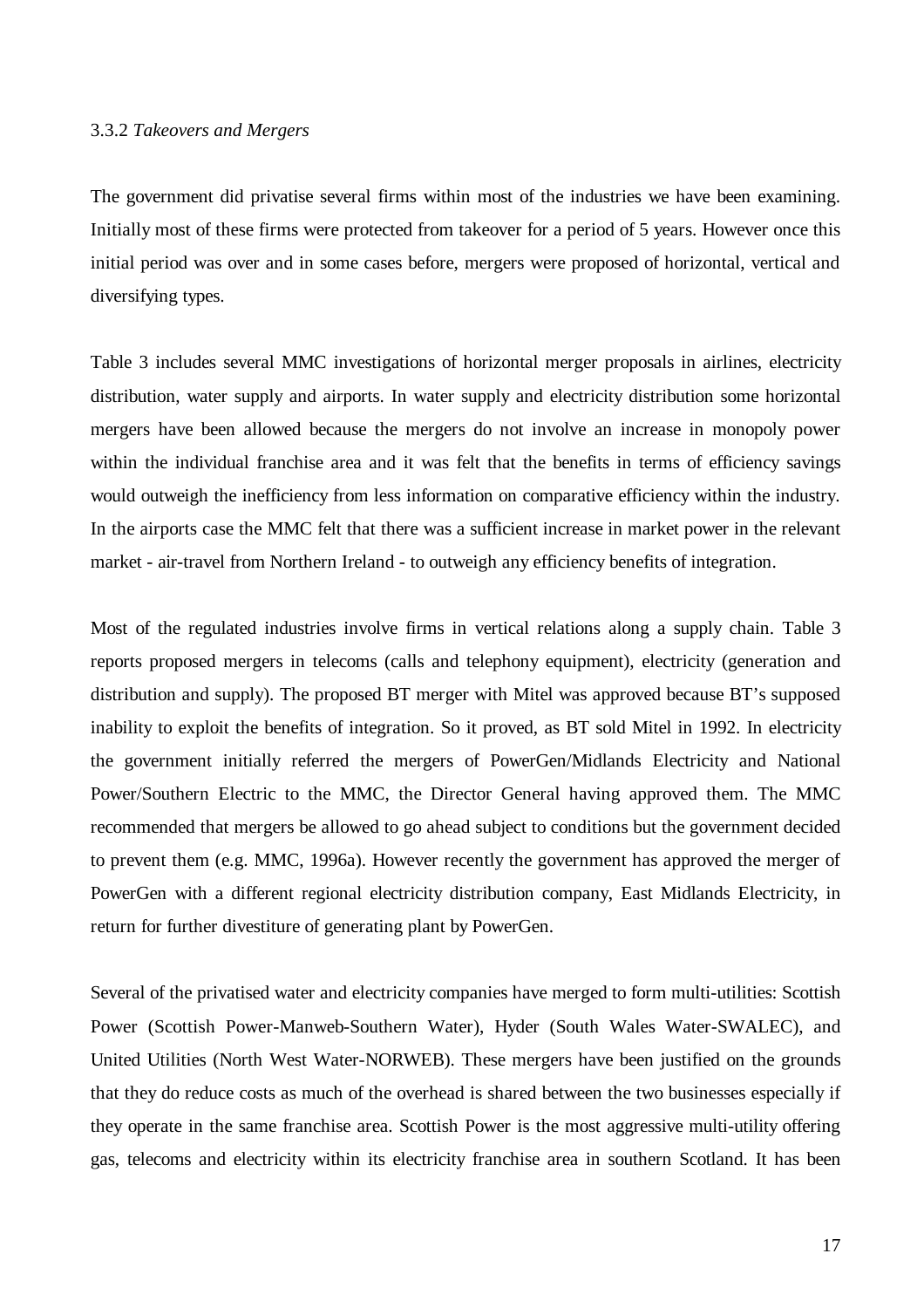### 3.3.2 *Takeovers and Mergers*

The government did privatise several firms within most of the industries we have been examining. Initially most of these firms were protected from takeover for a period of 5 years. However once this initial period was over and in some cases before, mergers were proposed of horizontal, vertical and diversifying types.

Table 3 includes several MMC investigations of horizontal merger proposals in airlines, electricity distribution, water supply and airports. In water supply and electricity distribution some horizontal mergers have been allowed because the mergers do not involve an increase in monopoly power within the individual franchise area and it was felt that the benefits in terms of efficiency savings would outweigh the inefficiency from less information on comparative efficiency within the industry. In the airports case the MMC felt that there was a sufficient increase in market power in the relevant market - air-travel from Northern Ireland - to outweigh any efficiency benefits of integration.

Most of the regulated industries involve firms in vertical relations along a supply chain. Table 3 reports proposed mergers in telecoms (calls and telephony equipment), electricity (generation and distribution and supply). The proposed BT merger with Mitel was approved because BT's supposed inability to exploit the benefits of integration. So it proved, as BT sold Mitel in 1992. In electricity the government initially referred the mergers of PowerGen/Midlands Electricity and National Power/Southern Electric to the MMC, the Director General having approved them. The MMC recommended that mergers be allowed to go ahead subject to conditions but the government decided to prevent them (e.g. MMC, 1996a). However recently the government has approved the merger of PowerGen with a different regional electricity distribution company, East Midlands Electricity, in return for further divestiture of generating plant by PowerGen.

Several of the privatised water and electricity companies have merged to form multi-utilities: Scottish Power (Scottish Power-Manweb-Southern Water), Hyder (South Wales Water-SWALEC), and United Utilities (North West Water-NORWEB). These mergers have been justified on the grounds that they do reduce costs as much of the overhead is shared between the two businesses especially if they operate in the same franchise area. Scottish Power is the most aggressive multi-utility offering gas, telecoms and electricity within its electricity franchise area in southern Scotland. It has been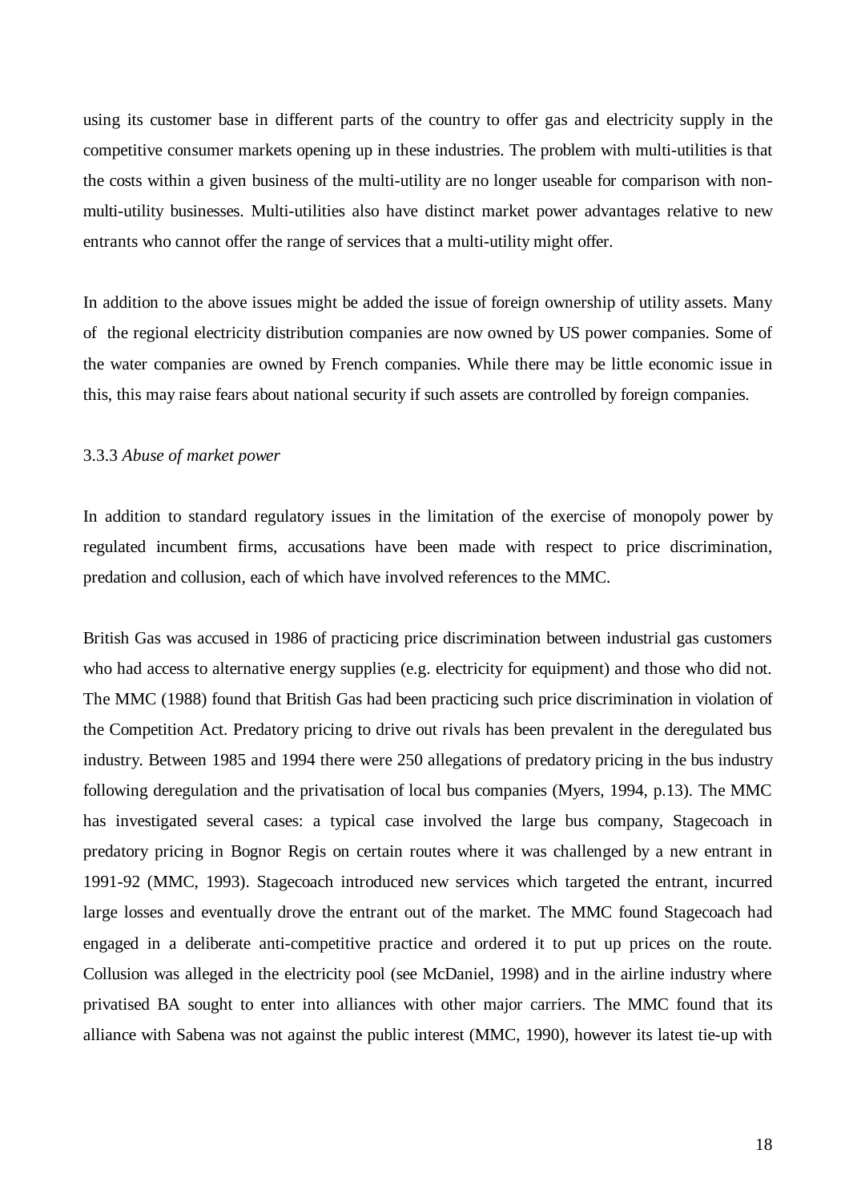using its customer base in different parts of the country to offer gas and electricity supply in the competitive consumer markets opening up in these industries. The problem with multi-utilities is that the costs within a given business of the multi-utility are no longer useable for comparison with non-multi-utility businesses. Multi-utilities also have distinct market power advantages relative to new entrants who cannot offer the range of services that a multi-utility might offer.

In addition to the above issues might be added the issue of foreign ownership of utility assets. Many of the regional electricity distribution companies are now owned by US power companies. Some of the water companies are owned by French companies. While there may be little economic issue in this, this may raise fears about national security if such assets are controlled by foreign companies.

### 3.3.3 *Abuse of market power*

In addition to standard regulatory issues in the limitation of the exercise of monopoly power by regulated incumbent firms, accusations have been made with respect to price discrimination, predation and collusion, each of which have involved references to the MMC.

British Gas was accused in 1986 of practicing price discrimination between industrial gas customers who had access to alternative energy supplies (e.g. electricity for equipment) and those who did not. The MMC (1988) found that British Gas had been practicing such price discrimination in violation of the Competition Act. Predatory pricing to drive out rivals has been prevalent in the deregulated bus industry. Between 1985 and 1994 there were 250 allegations of predatory pricing in the bus industry following deregulation and the privatisation of local bus companies (Myers, 1994, p.13). The MMC has investigated several cases: a typical case involved the large bus company, Stagecoach in predatory pricing in Bognor Regis on certain routes where it was challenged by a new entrant in 1991-92 (MMC, 1993). Stagecoach introduced new services which targeted the entrant, incurred large losses and eventually drove the entrant out of the market. The MMC found Stagecoach had engaged in a deliberate anti-competitive practice and ordered it to put up prices on the route. Collusion was alleged in the electricity pool (see McDaniel, 1998) and in the airline industry where privatised BA sought to enter into alliances with other major carriers. The MMC found that its alliance with Sabena was not against the public interest (MMC, 1990), however its latest tie-up with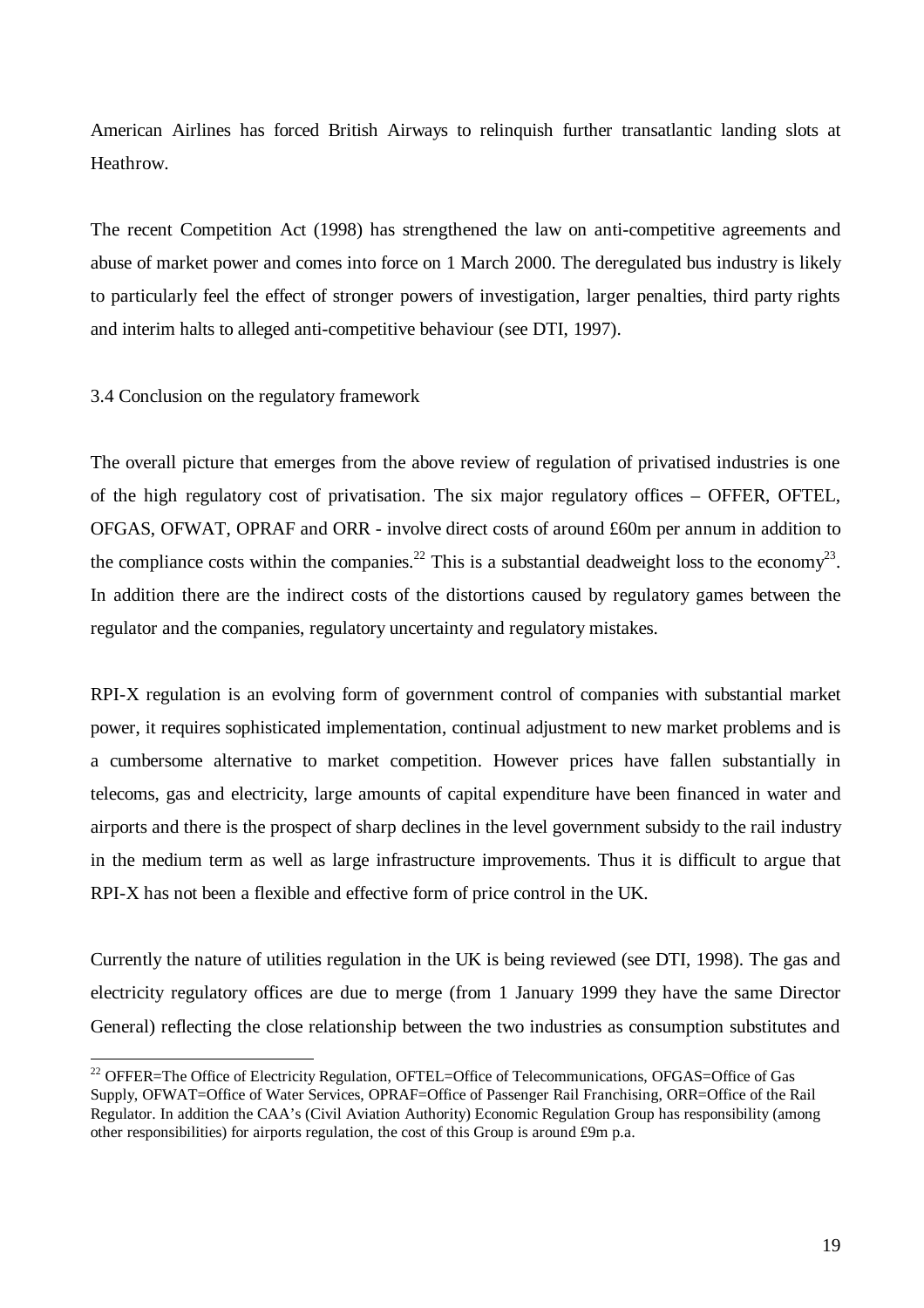American Airlines has forced British Airways to relinquish further transatlantic landing slots at Heathrow.

The recent Competition Act (1998) has strengthened the law on anti-competitive agreements and abuse of market power and comes into force on 1 March 2000. The deregulated bus industry is likely to particularly feel the effect of stronger powers of investigation, larger penalties, third party rights and interim halts to alleged anti-competitive behaviour (see DTI, 1997).

### 3.4 Conclusion on the regulatory framework

The overall picture that emerges from the above review of regulation of privatised industries is one of the high regulatory cost of privatisation. The six major regulatory offices – OFFER, OFTEL, OFGAS, OFWAT, OPRAF and ORR - involve direct costs of around £60m per annum in addition to the compliance costs within the companies.[22] This is a substantial deadweight loss to the economy[23]. In addition there are the indirect costs of the distortions caused by regulatory games between the regulator and the companies, regulatory uncertainty and regulatory mistakes.

RPI-X regulation is an evolving form of government control of companies with substantial market power, it requires sophisticated implementation, continual adjustment to new market problems and is a cumbersome alternative to market competition. However prices have fallen substantially in telecoms, gas and electricity, large amounts of capital expenditure have been financed in water and airports and there is the prospect of sharp declines in the level government subsidy to the rail industry in the medium term as well as large infrastructure improvements. Thus it is difficult to argue that RPI-X has not been a flexible and effective form of price control in the UK.

Currently the nature of utilities regulation in the UK is being reviewed (see DTI, 1998). The gas and electricity regulatory offices are due to merge (from 1 January 1999 they have the same Director General) reflecting the close relationship between the two industries as consumption substitutes and

---

[22] OFFER=The Office of Electricity Regulation, OFTEL=Office of Telecommunications, OFGAS=Office of Gas Supply, OFWAT=Office of Water Services, OPRAF=Office of Passenger Rail Franchising, ORR=Office of the Rail Regulator. In addition the CAA's (Civil Aviation Authority) Economic Regulation Group has responsibility (among other responsibilities) for airports regulation, the cost of this Group is around £9m p.a.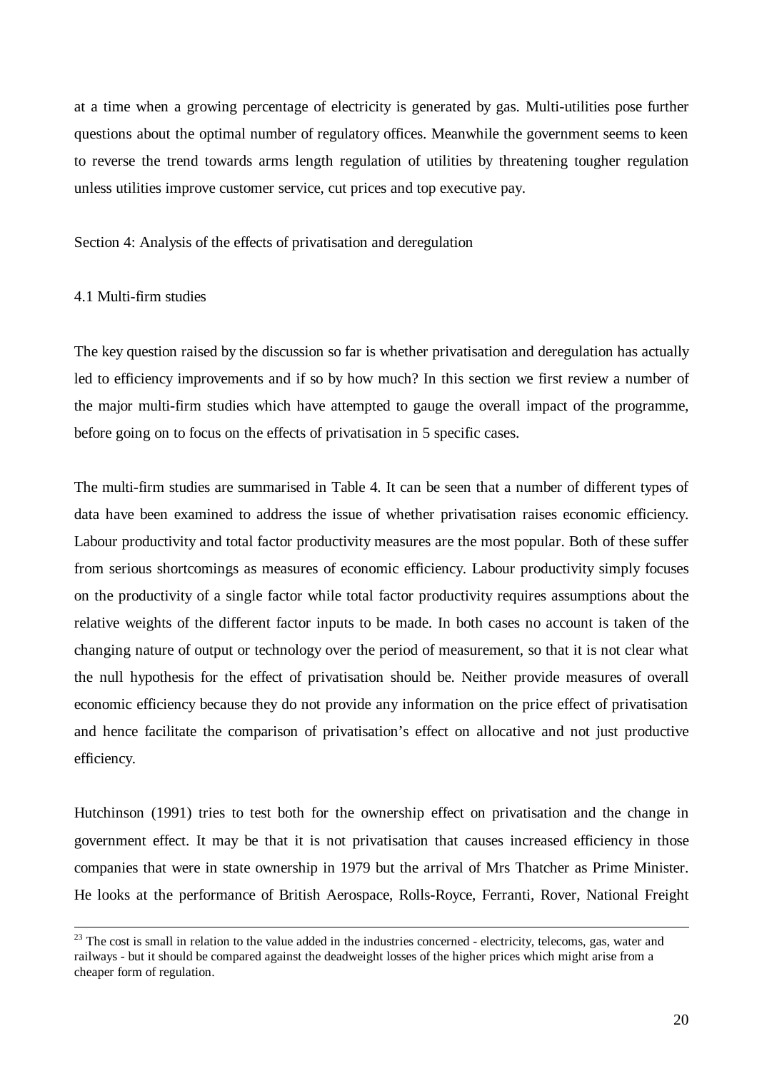at a time when a growing percentage of electricity is generated by gas. Multi-utilities pose further questions about the optimal number of regulatory offices. Meanwhile the government seems to keen to reverse the trend towards arms length regulation of utilities by threatening tougher regulation unless utilities improve customer service, cut prices and top executive pay.

## Section 4: Analysis of the effects of privatisation and deregulation

### 4.1 Multi-firm studies

The key question raised by the discussion so far is whether privatisation and deregulation has actually led to efficiency improvements and if so by how much? In this section we first review a number of the major multi-firm studies which have attempted to gauge the overall impact of the programme, before going on to focus on the effects of privatisation in 5 specific cases.

The multi-firm studies are summarised in Table 4. It can be seen that a number of different types of data have been examined to address the issue of whether privatisation raises economic efficiency. Labour productivity and total factor productivity measures are the most popular. Both of these suffer from serious shortcomings as measures of economic efficiency. Labour productivity simply focuses on the productivity of a single factor while total factor productivity requires assumptions about the relative weights of the different factor inputs to be made. In both cases no account is taken of the changing nature of output or technology over the period of measurement, so that it is not clear what the null hypothesis for the effect of privatisation should be. Neither provide measures of overall economic efficiency because they do not provide any information on the price effect of privatisation and hence facilitate the comparison of privatisation's effect on allocative and not just productive efficiency.

Hutchinson (1991) tries to test both for the ownership effect on privatisation and the change in government effect. It may be that it is not privatisation that causes increased efficiency in those companies that were in state ownership in 1979 but the arrival of Mrs Thatcher as Prime Minister. He looks at the performance of British Aerospace, Rolls-Royce, Ferranti, Rover, National Freight

---

[23] The cost is small in relation to the value added in the industries concerned - electricity, telecoms, gas, water and railways - but it should be compared against the deadweight losses of the higher prices which might arise from a cheaper form of regulation.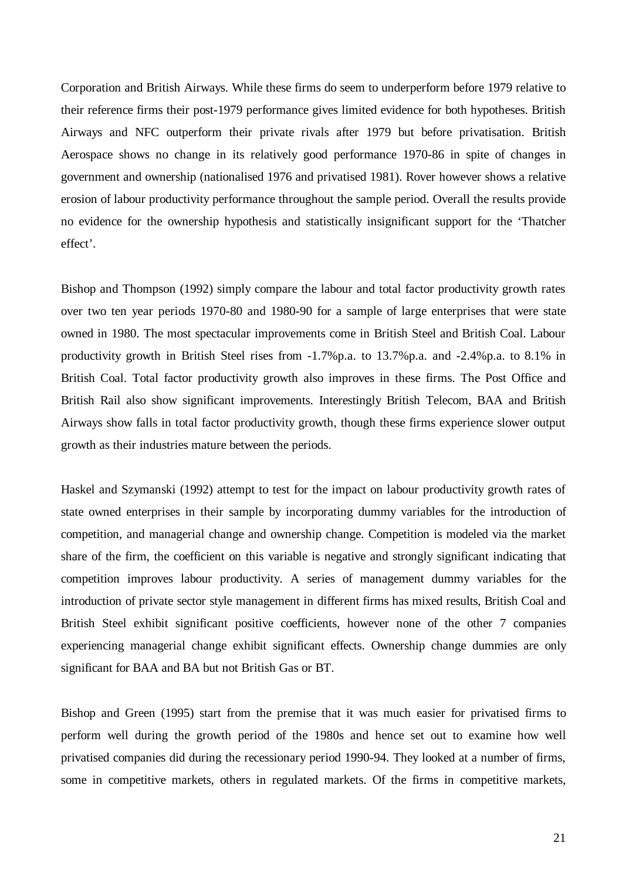Corporation and British Airways. While these firms do seem to underperform before 1979 relative to their reference firms their post-1979 performance gives limited evidence for both hypotheses. British Airways and NFC outperform their private rivals after 1979 but before privatisation. British Aerospace shows no change in its relatively good performance 1970-86 in spite of changes in government and ownership (nationalised 1976 and privatised 1981). Rover however shows a relative erosion of labour productivity performance throughout the sample period. Overall the results provide no evidence for the ownership hypothesis and statistically insignificant support for the 'Thatcher effect'.

Bishop and Thompson (1992) simply compare the labour and total factor productivity growth rates over two ten year periods 1970-80 and 1980-90 for a sample of large enterprises that were state owned in 1980. The most spectacular improvements come in British Steel and British Coal. Labour productivity growth in British Steel rises from -1.7%p.a. to 13.7%p.a. and -2.4%p.a. to 8.1% in British Coal. Total factor productivity growth also improves in these firms. The Post Office and British Rail also show significant improvements. Interestingly British Telecom, BAA and British Airways show falls in total factor productivity growth, though these firms experience slower output growth as their industries mature between the periods.

Haskel and Szymanski (1992) attempt to test for the impact on labour productivity growth rates of state owned enterprises in their sample by incorporating dummy variables for the introduction of competition, and managerial change and ownership change. Competition is modeled via the market share of the firm, the coefficient on this variable is negative and strongly significant indicating that competition improves labour productivity. A series of management dummy variables for the introduction of private sector style management in different firms has mixed results, British Coal and British Steel exhibit significant positive coefficients, however none of the other 7 companies experiencing managerial change exhibit significant effects. Ownership change dummies are only significant for BAA and BA but not British Gas or BT.

Bishop and Green (1995) start from the premise that it was much easier for privatised firms to perform well during the growth period of the 1980s and hence set out to examine how well privatised companies did during the recessionary period 1990-94. They looked at a number of firms, some in competitive markets, others in regulated markets. Of the firms in competitive markets,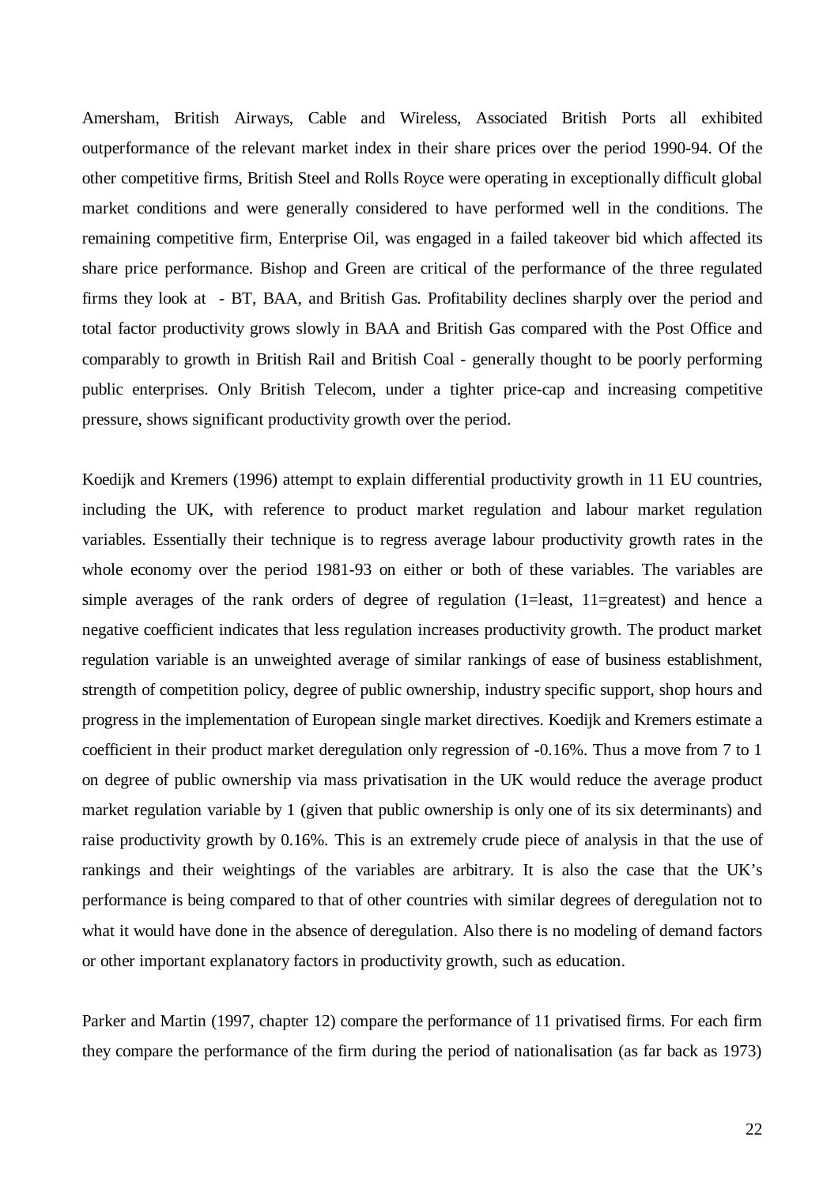Amersham, British Airways, Cable and Wireless, Associated British Ports all exhibited outperformance of the relevant market index in their share prices over the period 1990-94. Of the other competitive firms, British Steel and Rolls Royce were operating in exceptionally difficult global market conditions and were generally considered to have performed well in the conditions. The remaining competitive firm, Enterprise Oil, was engaged in a failed takeover bid which affected its share price performance. Bishop and Green are critical of the performance of the three regulated firms they look at - BT, BAA, and British Gas. Profitability declines sharply over the period and total factor productivity grows slowly in BAA and British Gas compared with the Post Office and comparably to growth in British Rail and British Coal - generally thought to be poorly performing public enterprises. Only British Telecom, under a tighter price-cap and increasing competitive pressure, shows significant productivity growth over the period.

Koedijk and Kremers (1996) attempt to explain differential productivity growth in 11 EU countries, including the UK, with reference to product market regulation and labour market regulation variables. Essentially their technique is to regress average labour productivity growth rates in the whole economy over the period 1981-93 on either or both of these variables. The variables are simple averages of the rank orders of degree of regulation (1=least, 11=greatest) and hence a negative coefficient indicates that less regulation increases productivity growth. The product market regulation variable is an unweighted average of similar rankings of ease of business establishment, strength of competition policy, degree of public ownership, industry specific support, shop hours and progress in the implementation of European single market directives. Koedijk and Kremers estimate a coefficient in their product market deregulation only regression of -0.16%. Thus a move from 7 to 1 on degree of public ownership via mass privatisation in the UK would reduce the average product market regulation variable by 1 (given that public ownership is only one of its six determinants) and raise productivity growth by 0.16%. This is an extremely crude piece of analysis in that the use of rankings and their weightings of the variables are arbitrary. It is also the case that the UK's performance is being compared to that of other countries with similar degrees of deregulation not to what it would have done in the absence of deregulation. Also there is no modeling of demand factors or other important explanatory factors in productivity growth, such as education.

Parker and Martin (1997, chapter 12) compare the performance of 11 privatised firms. For each firm they compare the performance of the firm during the period of nationalisation (as far back as 1973)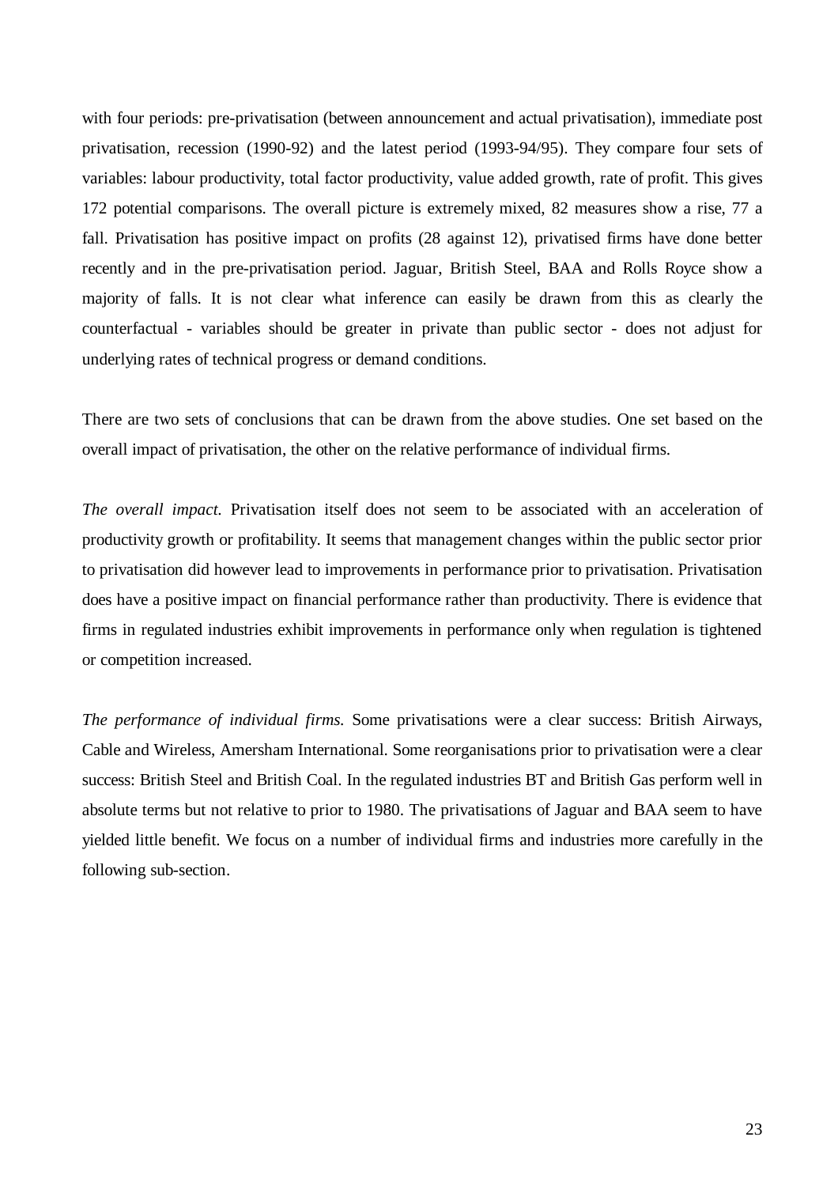with four periods: pre-privatisation (between announcement and actual privatisation), immediate post privatisation, recession (1990-92) and the latest period (1993-94/95). They compare four sets of variables: labour productivity, total factor productivity, value added growth, rate of profit. This gives 172 potential comparisons. The overall picture is extremely mixed, 82 measures show a rise, 77 a fall. Privatisation has positive impact on profits (28 against 12), privatised firms have done better recently and in the pre-privatisation period. Jaguar, British Steel, BAA and Rolls Royce show a majority of falls. It is not clear what inference can easily be drawn from this as clearly the counterfactual - variables should be greater in private than public sector - does not adjust for underlying rates of technical progress or demand conditions.

There are two sets of conclusions that can be drawn from the above studies. One set based on the overall impact of privatisation, the other on the relative performance of individual firms.

*The overall impact.* Privatisation itself does not seem to be associated with an acceleration of productivity growth or profitability. It seems that management changes within the public sector prior to privatisation did however lead to improvements in performance prior to privatisation. Privatisation does have a positive impact on financial performance rather than productivity. There is evidence that firms in regulated industries exhibit improvements in performance only when regulation is tightened or competition increased.

*The performance of individual firms.* Some privatisations were a clear success: British Airways, Cable and Wireless, Amersham International. Some reorganisations prior to privatisation were a clear success: British Steel and British Coal. In the regulated industries BT and British Gas perform well in absolute terms but not relative to prior to 1980. The privatisations of Jaguar and BAA seem to have yielded little benefit. We focus on a number of individual firms and industries more carefully in the following sub-section.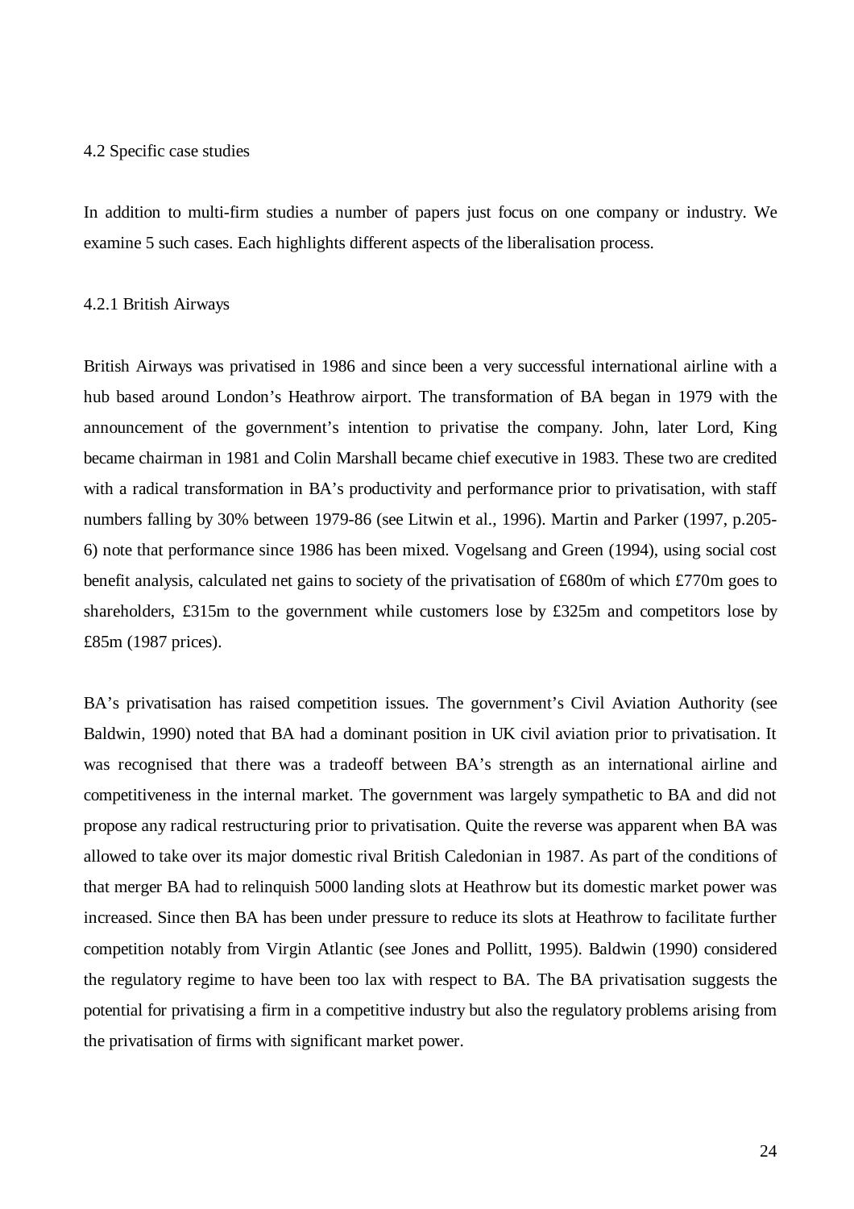### 4.2 Specific case studies

In addition to multi-firm studies a number of papers just focus on one company or industry. We examine 5 such cases. Each highlights different aspects of the liberalisation process.

#### 4.2.1 British Airways

British Airways was privatised in 1986 and since been a very successful international airline with a hub based around London's Heathrow airport. The transformation of BA began in 1979 with the announcement of the government's intention to privatise the company. John, later Lord, King became chairman in 1981 and Colin Marshall became chief executive in 1983. These two are credited with a radical transformation in BA's productivity and performance prior to privatisation, with staff numbers falling by 30% between 1979-86 (see Litwin et al., 1996). Martin and Parker (1997, p.205-6) note that performance since 1986 has been mixed. Vogelsang and Green (1994), using social cost benefit analysis, calculated net gains to society of the privatisation of £680m of which £770m goes to shareholders, £315m to the government while customers lose by £325m and competitors lose by £85m (1987 prices).

BA's privatisation has raised competition issues. The government's Civil Aviation Authority (see Baldwin, 1990) noted that BA had a dominant position in UK civil aviation prior to privatisation. It was recognised that there was a tradeoff between BA's strength as an international airline and competitiveness in the internal market. The government was largely sympathetic to BA and did not propose any radical restructuring prior to privatisation. Quite the reverse was apparent when BA was allowed to take over its major domestic rival British Caledonian in 1987. As part of the conditions of that merger BA had to relinquish 5000 landing slots at Heathrow but its domestic market power was increased. Since then BA has been under pressure to reduce its slots at Heathrow to facilitate further competition notably from Virgin Atlantic (see Jones and Pollitt, 1995). Baldwin (1990) considered the regulatory regime to have been too lax with respect to BA. The BA privatisation suggests the potential for privatising a firm in a competitive industry but also the regulatory problems arising from the privatisation of firms with significant market power.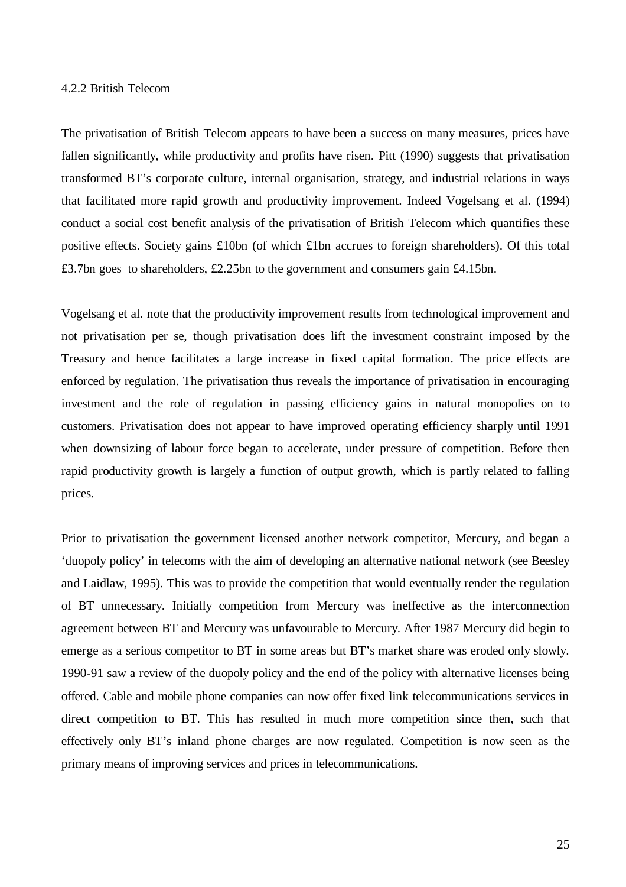### 4.2.2 British Telecom

The privatisation of British Telecom appears to have been a success on many measures, prices have fallen significantly, while productivity and profits have risen. Pitt (1990) suggests that privatisation transformed BT's corporate culture, internal organisation, strategy, and industrial relations in ways that facilitated more rapid growth and productivity improvement. Indeed Vogelsang et al. (1994) conduct a social cost benefit analysis of the privatisation of British Telecom which quantifies these positive effects. Society gains £10bn (of which £1bn accrues to foreign shareholders). Of this total £3.7bn goes to shareholders, £2.25bn to the government and consumers gain £4.15bn.

Vogelsang et al. note that the productivity improvement results from technological improvement and not privatisation per se, though privatisation does lift the investment constraint imposed by the Treasury and hence facilitates a large increase in fixed capital formation. The price effects are enforced by regulation. The privatisation thus reveals the importance of privatisation in encouraging investment and the role of regulation in passing efficiency gains in natural monopolies on to customers. Privatisation does not appear to have improved operating efficiency sharply until 1991 when downsizing of labour force began to accelerate, under pressure of competition. Before then rapid productivity growth is largely a function of output growth, which is partly related to falling prices.

Prior to privatisation the government licensed another network competitor, Mercury, and began a 'duopoly policy' in telecoms with the aim of developing an alternative national network (see Beesley and Laidlaw, 1995). This was to provide the competition that would eventually render the regulation of BT unnecessary. Initially competition from Mercury was ineffective as the interconnection agreement between BT and Mercury was unfavourable to Mercury. After 1987 Mercury did begin to emerge as a serious competitor to BT in some areas but BT's market share was eroded only slowly. 1990-91 saw a review of the duopoly policy and the end of the policy with alternative licenses being offered. Cable and mobile phone companies can now offer fixed link telecommunications services in direct competition to BT. This has resulted in much more competition since then, such that effectively only BT's inland phone charges are now regulated. Competition is now seen as the primary means of improving services and prices in telecommunications.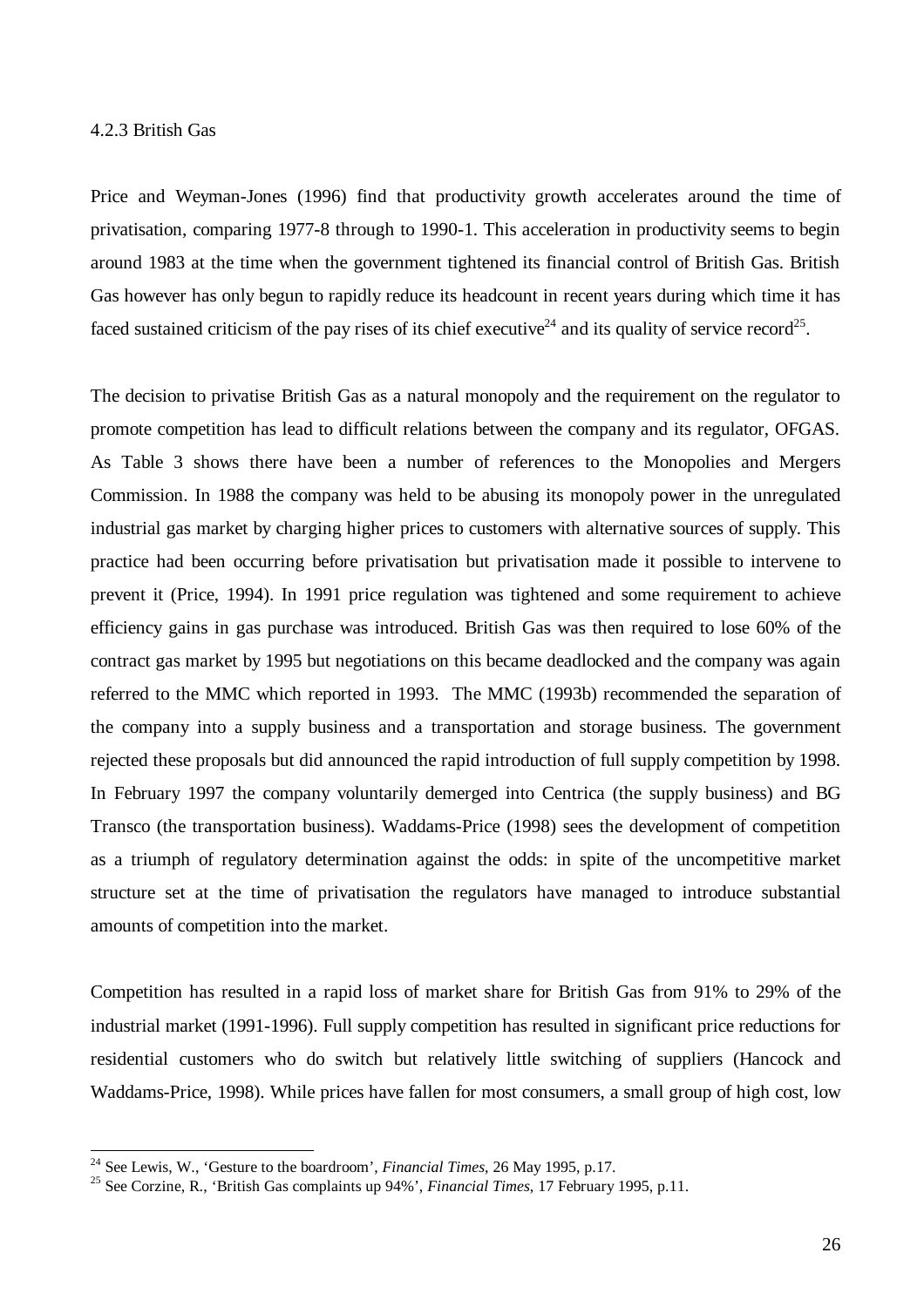### 4.2.3 British Gas

Price and Weyman-Jones (1996) find that productivity growth accelerates around the time of privatisation, comparing 1977-8 through to 1990-1. This acceleration in productivity seems to begin around 1983 at the time when the government tightened its financial control of British Gas. British Gas however has only begun to rapidly reduce its headcount in recent years during which time it has faced sustained criticism of the pay rises of its chief executive[24] and its quality of service record[25].

The decision to privatise British Gas as a natural monopoly and the requirement on the regulator to promote competition has lead to difficult relations between the company and its regulator, OFGAS. As Table 3 shows there have been a number of references to the Monopolies and Mergers Commission. In 1988 the company was held to be abusing its monopoly power in the unregulated industrial gas market by charging higher prices to customers with alternative sources of supply. This practice had been occurring before privatisation but privatisation made it possible to intervene to prevent it (Price, 1994). In 1991 price regulation was tightened and some requirement to achieve efficiency gains in gas purchase was introduced. British Gas was then required to lose 60% of the contract gas market by 1995 but negotiations on this became deadlocked and the company was again referred to the MMC which reported in 1993. The MMC (1993b) recommended the separation of the company into a supply business and a transportation and storage business. The government rejected these proposals but did announced the rapid introduction of full supply competition by 1998. In February 1997 the company voluntarily demerged into Centrica (the supply business) and BG Transco (the transportation business). Waddams-Price (1998) sees the development of competition as a triumph of regulatory determination against the odds: in spite of the uncompetitive market structure set at the time of privatisation the regulators have managed to introduce substantial amounts of competition into the market.

Competition has resulted in a rapid loss of market share for British Gas from 91% to 29% of the industrial market (1991-1996). Full supply competition has resulted in significant price reductions for residential customers who do switch but relatively little switching of suppliers (Hancock and Waddams-Price, 1998). While prices have fallen for most consumers, a small group of high cost, low

---

[24] See Lewis, W., 'Gesture to the boardroom', *Financial Times*, 26 May 1995, p.17.

[25] See Corzine, R., 'British Gas complaints up 94%', *Financial Times*, 17 February 1995, p.11.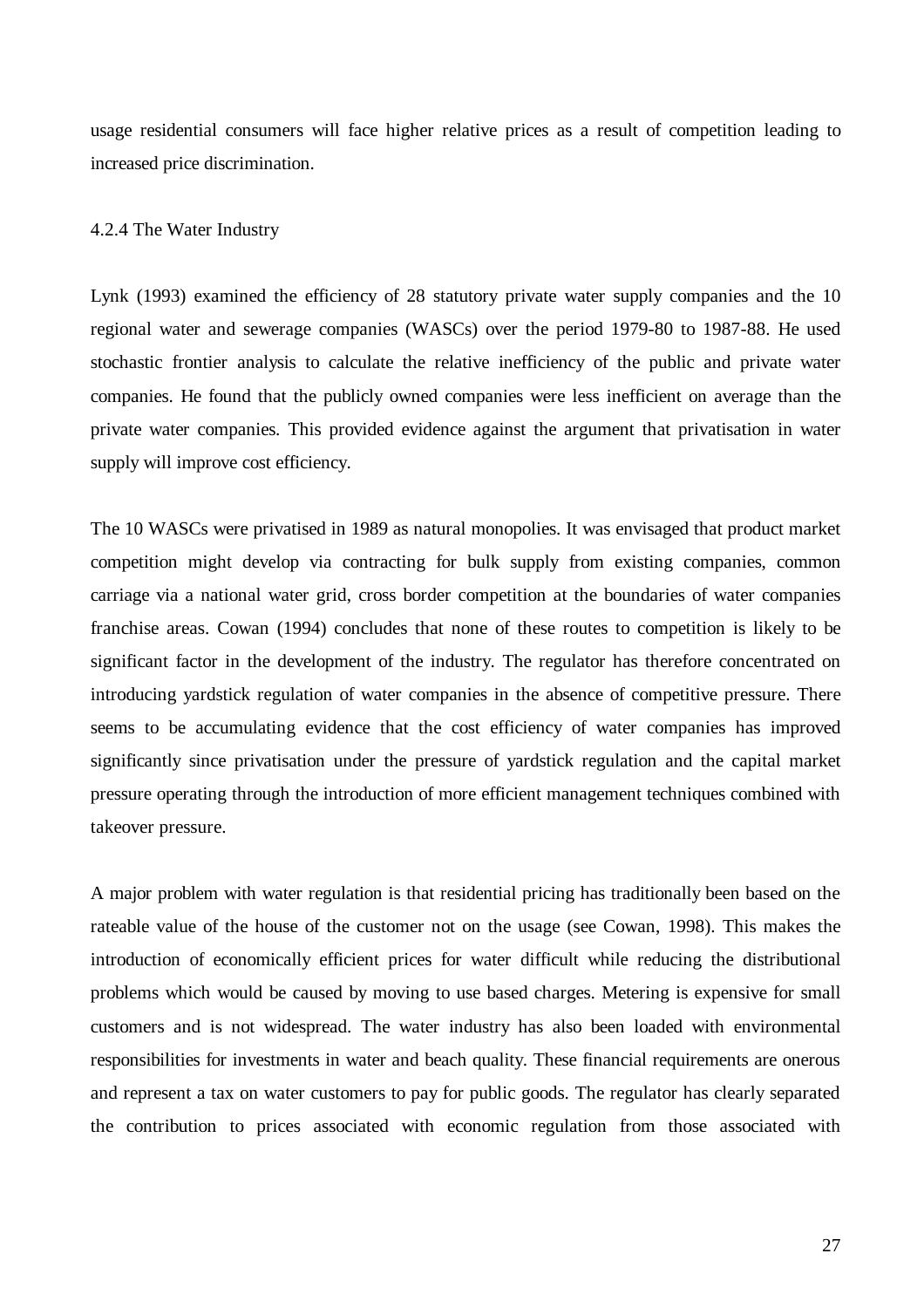usage residential consumers will face higher relative prices as a result of competition leading to increased price discrimination.

### 4.2.4 The Water Industry

Lynk (1993) examined the efficiency of 28 statutory private water supply companies and the 10 regional water and sewerage companies (WASCs) over the period 1979-80 to 1987-88. He used stochastic frontier analysis to calculate the relative inefficiency of the public and private water companies. He found that the publicly owned companies were less inefficient on average than the private water companies. This provided evidence against the argument that privatisation in water supply will improve cost efficiency.

The 10 WASCs were privatised in 1989 as natural monopolies. It was envisaged that product market competition might develop via contracting for bulk supply from existing companies, common carriage via a national water grid, cross border competition at the boundaries of water companies franchise areas. Cowan (1994) concludes that none of these routes to competition is likely to be significant factor in the development of the industry. The regulator has therefore concentrated on introducing yardstick regulation of water companies in the absence of competitive pressure. There seems to be accumulating evidence that the cost efficiency of water companies has improved significantly since privatisation under the pressure of yardstick regulation and the capital market pressure operating through the introduction of more efficient management techniques combined with takeover pressure.

A major problem with water regulation is that residential pricing has traditionally been based on the rateable value of the house of the customer not on the usage (see Cowan, 1998). This makes the introduction of economically efficient prices for water difficult while reducing the distributional problems which would be caused by moving to use based charges. Metering is expensive for small customers and is not widespread. The water industry has also been loaded with environmental responsibilities for investments in water and beach quality. These financial requirements are onerous and represent a tax on water customers to pay for public goods. The regulator has clearly separated the contribution to prices associated with economic regulation from those associated with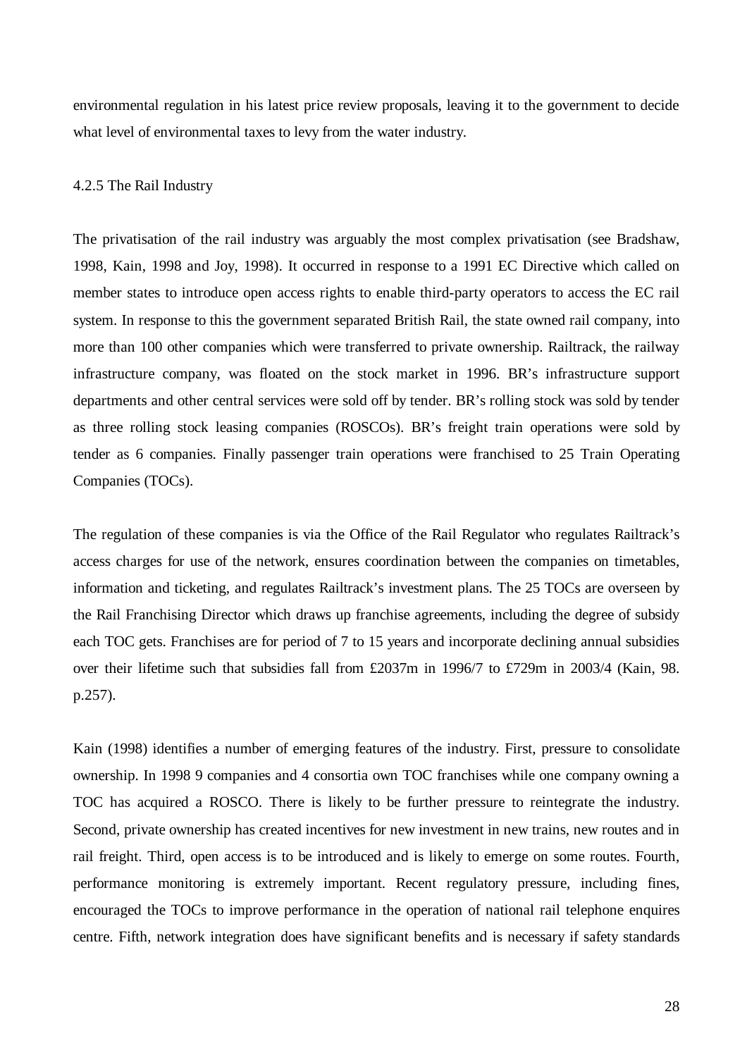environmental regulation in his latest price review proposals, leaving it to the government to decide what level of environmental taxes to levy from the water industry.

### 4.2.5 The Rail Industry

The privatisation of the rail industry was arguably the most complex privatisation (see Bradshaw, 1998, Kain, 1998 and Joy, 1998). It occurred in response to a 1991 EC Directive which called on member states to introduce open access rights to enable third-party operators to access the EC rail system. In response to this the government separated British Rail, the state owned rail company, into more than 100 other companies which were transferred to private ownership. Railtrack, the railway infrastructure company, was floated on the stock market in 1996. BR's infrastructure support departments and other central services were sold off by tender. BR's rolling stock was sold by tender as three rolling stock leasing companies (ROSCOs). BR's freight train operations were sold by tender as 6 companies. Finally passenger train operations were franchised to 25 Train Operating Companies (TOCs).

The regulation of these companies is via the Office of the Rail Regulator who regulates Railtrack's access charges for use of the network, ensures coordination between the companies on timetables, information and ticketing, and regulates Railtrack's investment plans. The 25 TOCs are overseen by the Rail Franchising Director which draws up franchise agreements, including the degree of subsidy each TOC gets. Franchises are for period of 7 to 15 years and incorporate declining annual subsidies over their lifetime such that subsidies fall from £2037m in 1996/7 to £729m in 2003/4 (Kain, 98. p.257).

Kain (1998) identifies a number of emerging features of the industry. First, pressure to consolidate ownership. In 1998 9 companies and 4 consortia own TOC franchises while one company owning a TOC has acquired a ROSCO. There is likely to be further pressure to reintegrate the industry. Second, private ownership has created incentives for new investment in new trains, new routes and in rail freight. Third, open access is to be introduced and is likely to emerge on some routes. Fourth, performance monitoring is extremely important. Recent regulatory pressure, including fines, encouraged the TOCs to improve performance in the operation of national rail telephone enquires centre. Fifth, network integration does have significant benefits and is necessary if safety standards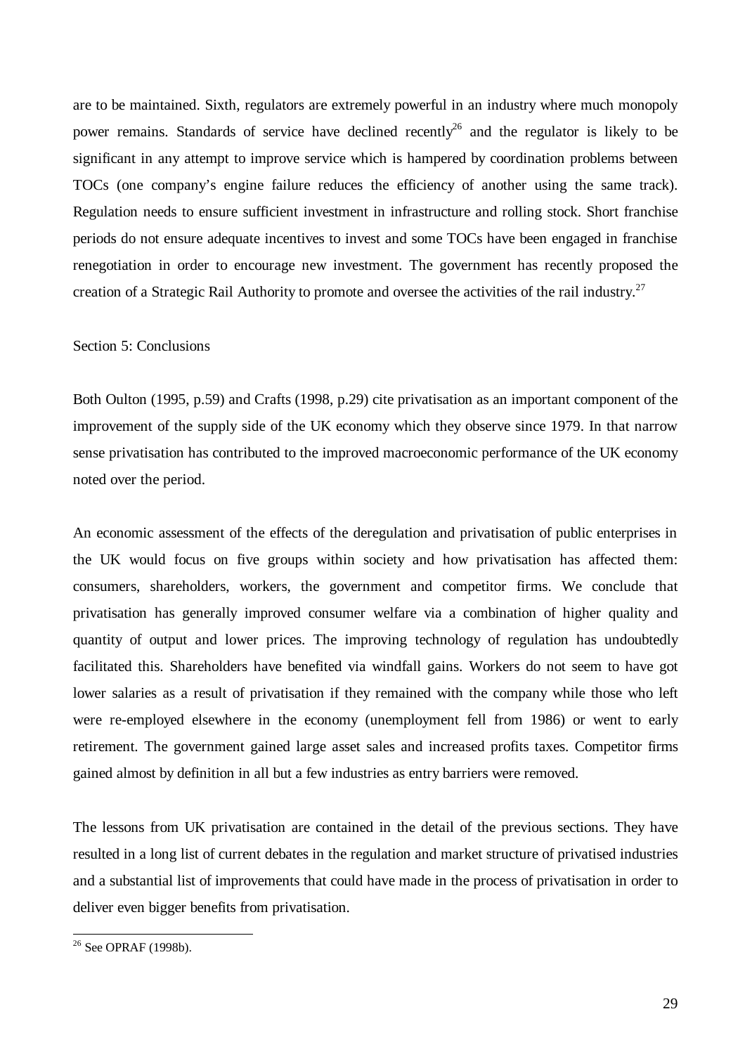are to be maintained. Sixth, regulators are extremely powerful in an industry where much monopoly power remains. Standards of service have declined recently[26] and the regulator is likely to be significant in any attempt to improve service which is hampered by coordination problems between TOCs (one company's engine failure reduces the efficiency of another using the same track). Regulation needs to ensure sufficient investment in infrastructure and rolling stock. Short franchise periods do not ensure adequate incentives to invest and some TOCs have been engaged in franchise renegotiation in order to encourage new investment. The government has recently proposed the creation of a Strategic Rail Authority to promote and oversee the activities of the rail industry.[27]

## Section 5: Conclusions

Both Oulton (1995, p.59) and Crafts (1998, p.29) cite privatisation as an important component of the improvement of the supply side of the UK economy which they observe since 1979. In that narrow sense privatisation has contributed to the improved macroeconomic performance of the UK economy noted over the period.

An economic assessment of the effects of the deregulation and privatisation of public enterprises in the UK would focus on five groups within society and how privatisation has affected them: consumers, shareholders, workers, the government and competitor firms. We conclude that privatisation has generally improved consumer welfare via a combination of higher quality and quantity of output and lower prices. The improving technology of regulation has undoubtedly facilitated this. Shareholders have benefited via windfall gains. Workers do not seem to have got lower salaries as a result of privatisation if they remained with the company while those who left were re-employed elsewhere in the economy (unemployment fell from 1986) or went to early retirement. The government gained large asset sales and increased profits taxes. Competitor firms gained almost by definition in all but a few industries as entry barriers were removed.

The lessons from UK privatisation are contained in the detail of the previous sections. They have resulted in a long list of current debates in the regulation and market structure of privatised industries and a substantial list of improvements that could have made in the process of privatisation in order to deliver even bigger benefits from privatisation.

[26] See OPRAF (1998b).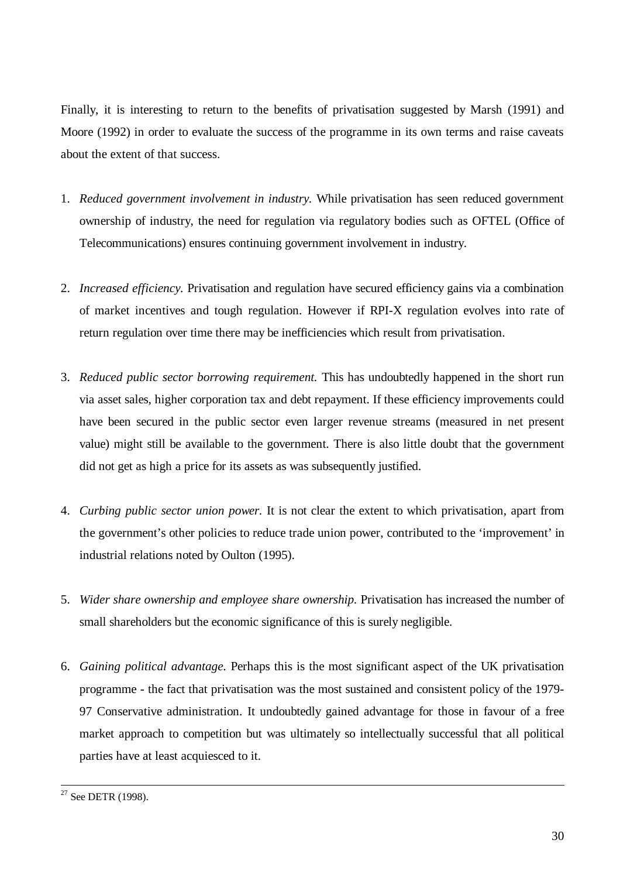Finally, it is interesting to return to the benefits of privatisation suggested by Marsh (1991) and Moore (1992) in order to evaluate the success of the programme in its own terms and raise caveats about the extent of that success.

1. *Reduced government involvement in industry.* While privatisation has seen reduced government ownership of industry, the need for regulation via regulatory bodies such as OFTEL (Office of Telecommunications) ensures continuing government involvement in industry.

2. *Increased efficiency.* Privatisation and regulation have secured efficiency gains via a combination of market incentives and tough regulation. However if RPI-X regulation evolves into rate of return regulation over time there may be inefficiencies which result from privatisation.

3. *Reduced public sector borrowing requirement.* This has undoubtedly happened in the short run via asset sales, higher corporation tax and debt repayment. If these efficiency improvements could have been secured in the public sector even larger revenue streams (measured in net present value) might still be available to the government. There is also little doubt that the government did not get as high a price for its assets as was subsequently justified.

4. *Curbing public sector union power.* It is not clear the extent to which privatisation, apart from the government's other policies to reduce trade union power, contributed to the 'improvement' in industrial relations noted by Oulton (1995).

5. *Wider share ownership and employee share ownership.* Privatisation has increased the number of small shareholders but the economic significance of this is surely negligible.

6. *Gaining political advantage.* Perhaps this is the most significant aspect of the UK privatisation programme - the fact that privatisation was the most sustained and consistent policy of the 1979-97 Conservative administration. It undoubtedly gained advantage for those in favour of a free market approach to competition but was ultimately so intellectually successful that all political parties have at least acquiesced to it.

---

[27] See DETR (1998).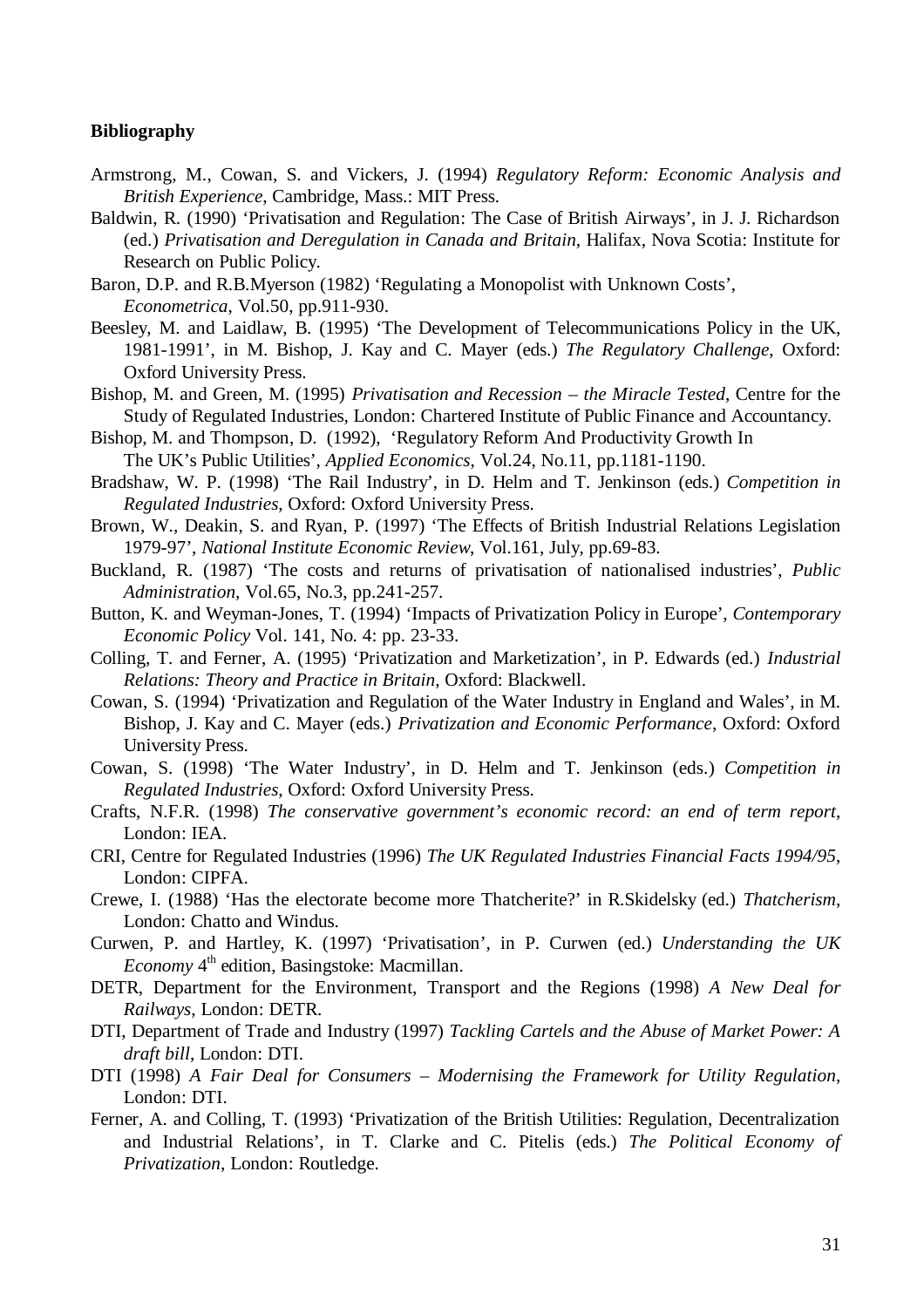**Bibliography**

Armstrong, M., Cowan, S. and Vickers, J. (1994) *Regulatory Reform: Economic Analysis and British Experience*, Cambridge, Mass.: MIT Press.

Baldwin, R. (1990) 'Privatisation and Regulation: The Case of British Airways', in J. J. Richardson (ed.) *Privatisation and Deregulation in Canada and Britain*, Halifax, Nova Scotia: Institute for Research on Public Policy.

Baron, D.P. and R.B.Myerson (1982) 'Regulating a Monopolist with Unknown Costs', *Econometrica*, Vol.50, pp.911-930.

Beesley, M. and Laidlaw, B. (1995) 'The Development of Telecommunications Policy in the UK, 1981-1991', in M. Bishop, J. Kay and C. Mayer (eds.) *The Regulatory Challenge*, Oxford: Oxford University Press.

Bishop, M. and Green, M. (1995) *Privatisation and Recession – the Miracle Tested*, Centre for the Study of Regulated Industries, London: Chartered Institute of Public Finance and Accountancy.

Bishop, M. and Thompson, D. (1992), 'Regulatory Reform And Productivity Growth In The UK's Public Utilities', *Applied Economics*, Vol.24, No.11, pp.1181-1190.

Bradshaw, W. P. (1998) 'The Rail Industry', in D. Helm and T. Jenkinson (eds.) *Competition in Regulated Industries*, Oxford: Oxford University Press.

Brown, W., Deakin, S. and Ryan, P. (1997) 'The Effects of British Industrial Relations Legislation 1979-97', *National Institute Economic Review*, Vol.161, July, pp.69-83.

Buckland, R. (1987) 'The costs and returns of privatisation of nationalised industries', *Public Administration*, Vol.65, No.3, pp.241-257.

Button, K. and Weyman-Jones, T. (1994) 'Impacts of Privatization Policy in Europe', *Contemporary Economic Policy* Vol. 141, No. 4: pp. 23-33.

Colling, T. and Ferner, A. (1995) 'Privatization and Marketization', in P. Edwards (ed.) *Industrial Relations: Theory and Practice in Britain*, Oxford: Blackwell.

Cowan, S. (1994) 'Privatization and Regulation of the Water Industry in England and Wales', in M. Bishop, J. Kay and C. Mayer (eds.) *Privatization and Economic Performance*, Oxford: Oxford University Press.

Cowan, S. (1998) 'The Water Industry', in D. Helm and T. Jenkinson (eds.) *Competition in Regulated Industries*, Oxford: Oxford University Press.

Crafts, N.F.R. (1998) *The conservative government's economic record: an end of term report*, London: IEA.

CRI, Centre for Regulated Industries (1996) *The UK Regulated Industries Financial Facts 1994/95*, London: CIPFA.

Crewe, I. (1988) 'Has the electorate become more Thatcherite?' in R.Skidelsky (ed.) *Thatcherism*, London: Chatto and Windus.

Curwen, P. and Hartley, K. (1997) 'Privatisation', in P. Curwen (ed.) *Understanding the UK Economy* 4th edition, Basingstoke: Macmillan.

DETR, Department for the Environment, Transport and the Regions (1998) *A New Deal for Railways*, London: DETR.

DTI, Department of Trade and Industry (1997) *Tackling Cartels and the Abuse of Market Power: A draft bill*, London: DTI.

DTI (1998) *A Fair Deal for Consumers – Modernising the Framework for Utility Regulation*, London: DTI.

Ferner, A. and Colling, T. (1993) 'Privatization of the British Utilities: Regulation, Decentralization and Industrial Relations', in T. Clarke and C. Pitelis (eds.) *The Political Economy of Privatization*, London: Routledge.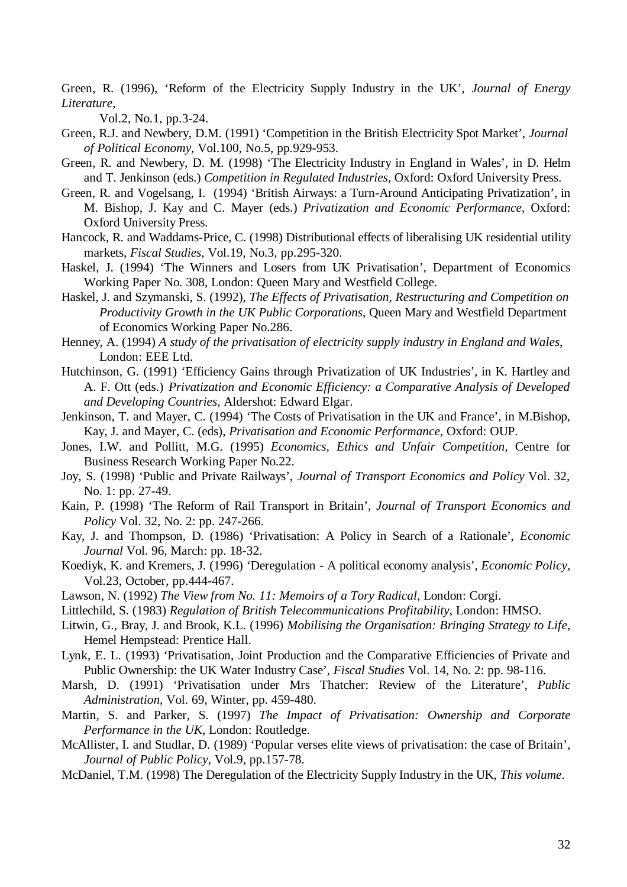Green, R. (1996), 'Reform of the Electricity Supply Industry in the UK', *Journal of Energy Literature*, Vol.2, No.1, pp.3-24.

Green, R.J. and Newbery, D.M. (1991) 'Competition in the British Electricity Spot Market', *Journal of Political Economy*, Vol.100, No.5, pp.929-953.

Green, R. and Newbery, D. M. (1998) 'The Electricity Industry in England in Wales', in D. Helm and T. Jenkinson (eds.) *Competition in Regulated Industries*, Oxford: Oxford University Press.

Green, R. and Vogelsang, I. (1994) 'British Airways: a Turn-Around Anticipating Privatization', in M. Bishop, J. Kay and C. Mayer (eds.) *Privatization and Economic Performance*, Oxford: Oxford University Press.

Hancock, R. and Waddams-Price, C. (1998) Distributional effects of liberalising UK residential utility markets, *Fiscal Studies*, Vol.19, No.3, pp.295-320.

Haskel, J. (1994) 'The Winners and Losers from UK Privatisation', Department of Economics Working Paper No. 308, London: Queen Mary and Westfield College.

Haskel, J. and Szymanski, S. (1992), *The Effects of Privatisation, Restructuring and Competition on Productivity Growth in the UK Public Corporations*, Queen Mary and Westfield Department of Economics Working Paper No.286.

Henney, A. (1994) *A study of the privatisation of electricity supply industry in England and Wales*, London: EEE Ltd.

Hutchinson, G. (1991) 'Efficiency Gains through Privatization of UK Industries', in K. Hartley and A. F. Ott (eds.) *Privatization and Economic Efficiency: a Comparative Analysis of Developed and Developing Countries*, Aldershot: Edward Elgar.

Jenkinson, T. and Mayer, C. (1994) 'The Costs of Privatisation in the UK and France', in M.Bishop, Kay, J. and Mayer, C. (eds), *Privatisation and Economic Performance*, Oxford: OUP.

Jones, I.W. and Pollitt, M.G. (1995) *Economics, Ethics and Unfair Competition*, Centre for Business Research Working Paper No.22.

Joy, S. (1998) 'Public and Private Railways', *Journal of Transport Economics and Policy* Vol. 32, No. 1: pp. 27-49.

Kain, P. (1998) 'The Reform of Rail Transport in Britain', *Journal of Transport Economics and Policy* Vol. 32, No. 2: pp. 247-266.

Kay, J. and Thompson, D. (1986) 'Privatisation: A Policy in Search of a Rationale', *Economic Journal* Vol. 96, March: pp. 18-32.

Koediyk, K. and Kremers, J. (1996) 'Deregulation - A political economy analysis', *Economic Policy*, Vol.23, October, pp.444-467.

Lawson, N. (1992) *The View from No. 11: Memoirs of a Tory Radical*, London: Corgi.

Littlechild, S. (1983) *Regulation of British Telecommunications Profitability*, London: HMSO.

Litwin, G., Bray, J. and Brook, K.L. (1996) *Mobilising the Organisation: Bringing Strategy to Life*, Hemel Hempstead: Prentice Hall.

Lynk, E. L. (1993) 'Privatisation, Joint Production and the Comparative Efficiencies of Private and Public Ownership: the UK Water Industry Case', *Fiscal Studies* Vol. 14, No. 2: pp. 98-116.

Marsh, D. (1991) 'Privatisation under Mrs Thatcher: Review of the Literature', *Public Administration*, Vol. 69, Winter, pp. 459-480.

Martin, S. and Parker, S. (1997) *The Impact of Privatisation: Ownership and Corporate Performance in the UK*, London: Routledge.

McAllister, I. and Studlar, D. (1989) 'Popular verses elite views of privatisation: the case of Britain', *Journal of Public Policy*, Vol.9, pp.157-78.

McDaniel, T.M. (1998) The Deregulation of the Electricity Supply Industry in the UK, *This volume*.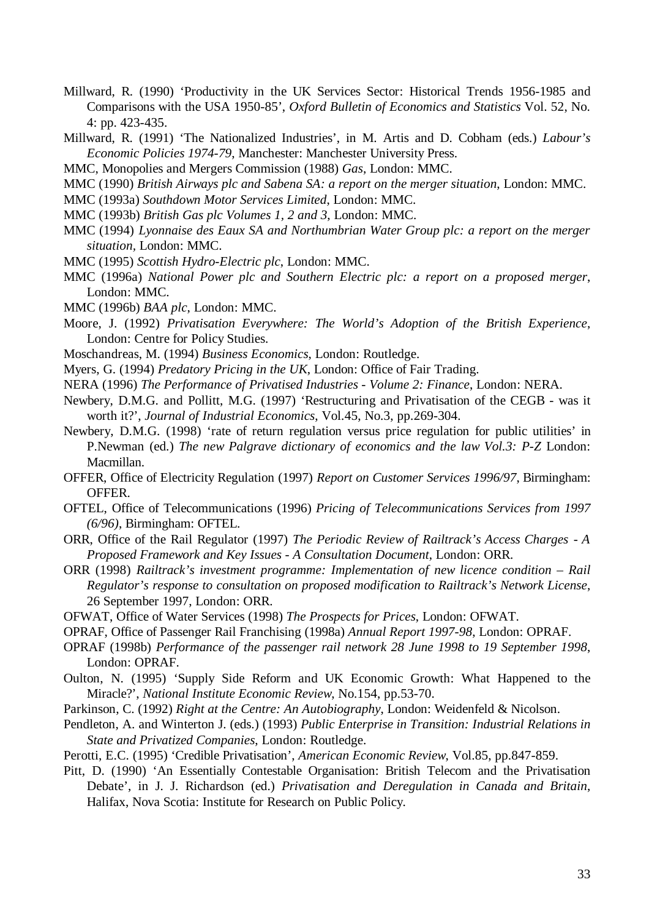Millward, R. (1990) 'Productivity in the UK Services Sector: Historical Trends 1956-1985 and Comparisons with the USA 1950-85', *Oxford Bulletin of Economics and Statistics* Vol. 52, No. 4: pp. 423-435.

Millward, R. (1991) 'The Nationalized Industries', in M. Artis and D. Cobham (eds.) *Labour's Economic Policies 1974-79*, Manchester: Manchester University Press.

MMC, Monopolies and Mergers Commission (1988) *Gas*, London: MMC.

MMC (1990) *British Airways plc and Sabena SA: a report on the merger situation*, London: MMC.

MMC (1993a) *Southdown Motor Services Limited*, London: MMC.

MMC (1993b) *British Gas plc Volumes 1, 2 and 3*, London: MMC.

MMC (1994) *Lyonnaise des Eaux SA and Northumbrian Water Group plc: a report on the merger situation*, London: MMC.

MMC (1995) *Scottish Hydro-Electric plc*, London: MMC.

MMC (1996a) *National Power plc and Southern Electric plc: a report on a proposed merger*, London: MMC.

MMC (1996b) *BAA plc*, London: MMC.

Moore, J. (1992) *Privatisation Everywhere: The World's Adoption of the British Experience*, London: Centre for Policy Studies.

Moschandreas, M. (1994) *Business Economics*, London: Routledge.

Myers, G. (1994) *Predatory Pricing in the UK*, London: Office of Fair Trading.

NERA (1996) *The Performance of Privatised Industries - Volume 2: Finance*, London: NERA.

Newbery, D.M.G. and Pollitt, M.G. (1997) 'Restructuring and Privatisation of the CEGB - was it worth it?', *Journal of Industrial Economics*, Vol.45, No.3, pp.269-304.

Newbery, D.M.G. (1998) 'rate of return regulation versus price regulation for public utilities' in P.Newman (ed.) *The new Palgrave dictionary of economics and the law Vol.3: P-Z* London: Macmillan.

OFFER, Office of Electricity Regulation (1997) *Report on Customer Services 1996/97*, Birmingham: OFFER.

OFTEL, Office of Telecommunications (1996) *Pricing of Telecommunications Services from 1997 (6/96)*, Birmingham: OFTEL.

ORR, Office of the Rail Regulator (1997) *The Periodic Review of Railtrack's Access Charges - A Proposed Framework and Key Issues - A Consultation Document*, London: ORR.

ORR (1998) *Railtrack's investment programme: Implementation of new licence condition – Rail Regulator's response to consultation on proposed modification to Railtrack's Network License*, 26 September 1997, London: ORR.

OFWAT, Office of Water Services (1998) *The Prospects for Prices*, London: OFWAT.

OPRAF, Office of Passenger Rail Franchising (1998a) *Annual Report 1997-98*, London: OPRAF.

OPRAF (1998b) *Performance of the passenger rail network 28 June 1998 to 19 September 1998*, London: OPRAF.

Oulton, N. (1995) 'Supply Side Reform and UK Economic Growth: What Happened to the Miracle?', *National Institute Economic Review*, No.154, pp.53-70.

Parkinson, C. (1992) *Right at the Centre: An Autobiography*, London: Weidenfeld & Nicolson.

Pendleton, A. and Winterton J. (eds.) (1993) *Public Enterprise in Transition: Industrial Relations in State and Privatized Companies*, London: Routledge.

Perotti, E.C. (1995) 'Credible Privatisation', *American Economic Review*, Vol.85, pp.847-859.

Pitt, D. (1990) 'An Essentially Contestable Organisation: British Telecom and the Privatisation Debate', in J. J. Richardson (ed.) *Privatisation and Deregulation in Canada and Britain*, Halifax, Nova Scotia: Institute for Research on Public Policy.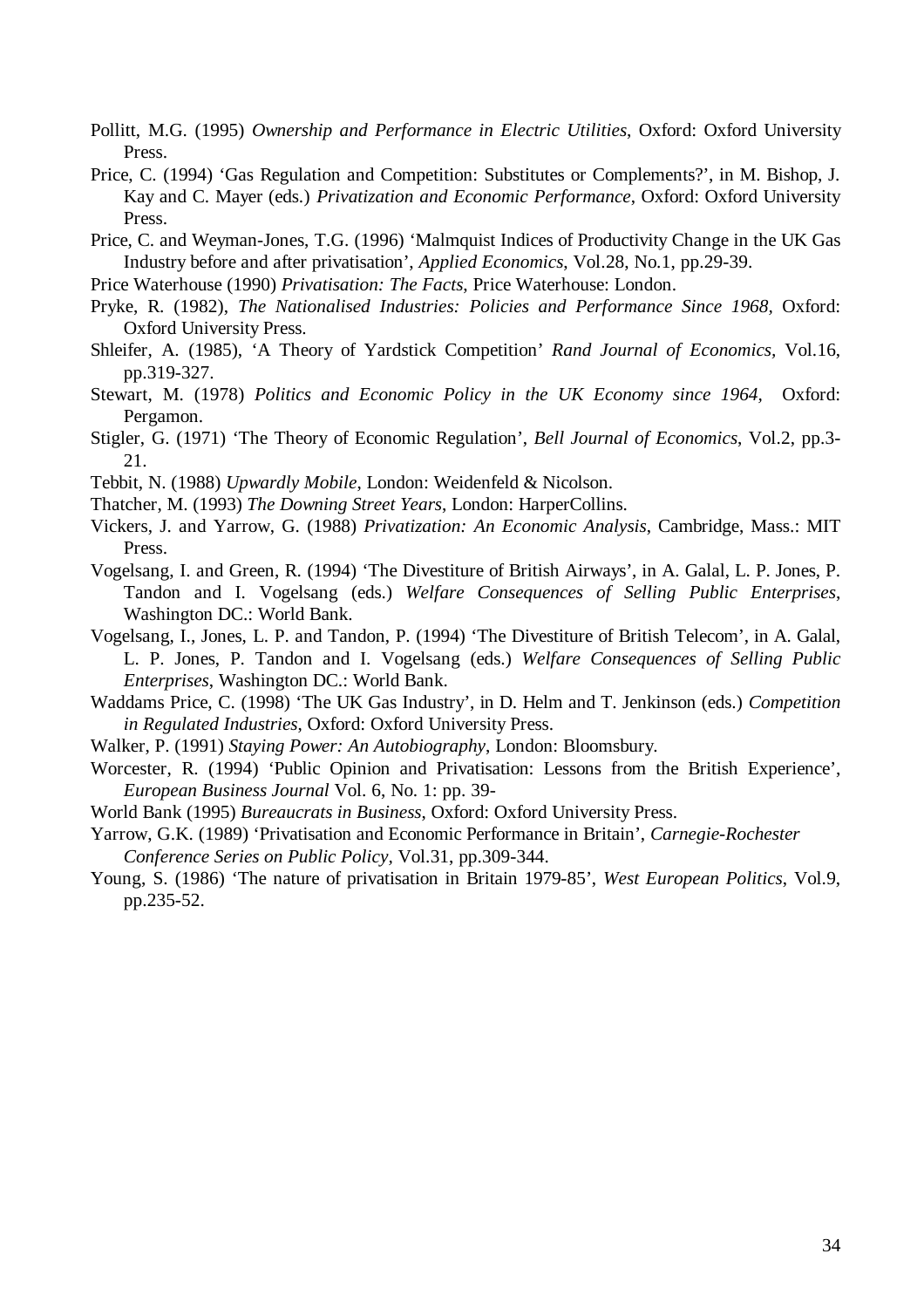Pollitt, M.G. (1995) *Ownership and Performance in Electric Utilities*, Oxford: Oxford University Press.

Price, C. (1994) 'Gas Regulation and Competition: Substitutes or Complements?', in M. Bishop, J. Kay and C. Mayer (eds.) *Privatization and Economic Performance*, Oxford: Oxford University Press.

Price, C. and Weyman-Jones, T.G. (1996) 'Malmquist Indices of Productivity Change in the UK Gas Industry before and after privatisation', *Applied Economics*, Vol.28, No.1, pp.29-39.

Price Waterhouse (1990) *Privatisation: The Facts*, Price Waterhouse: London.

Pryke, R. (1982), *The Nationalised Industries: Policies and Performance Since 1968*, Oxford: Oxford University Press.

Shleifer, A. (1985), 'A Theory of Yardstick Competition' *Rand Journal of Economics*, Vol.16, pp.319-327.

Stewart, M. (1978) *Politics and Economic Policy in the UK Economy since 1964*, Oxford: Pergamon.

Stigler, G. (1971) 'The Theory of Economic Regulation', *Bell Journal of Economics*, Vol.2, pp.3-21.

Tebbit, N. (1988) *Upwardly Mobile*, London: Weidenfeld & Nicolson.

Thatcher, M. (1993) *The Downing Street Years*, London: HarperCollins.

Vickers, J. and Yarrow, G. (1988) *Privatization: An Economic Analysis*, Cambridge, Mass.: MIT Press.

Vogelsang, I. and Green, R. (1994) 'The Divestiture of British Airways', in A. Galal, L. P. Jones, P. Tandon and I. Vogelsang (eds.) *Welfare Consequences of Selling Public Enterprises*, Washington DC.: World Bank.

Vogelsang, I., Jones, L. P. and Tandon, P. (1994) 'The Divestiture of British Telecom', in A. Galal, L. P. Jones, P. Tandon and I. Vogelsang (eds.) *Welfare Consequences of Selling Public Enterprises*, Washington DC.: World Bank.

Waddams Price, C. (1998) 'The UK Gas Industry', in D. Helm and T. Jenkinson (eds.) *Competition in Regulated Industries*, Oxford: Oxford University Press.

Walker, P. (1991) *Staying Power: An Autobiography*, London: Bloomsbury.

Worcester, R. (1994) 'Public Opinion and Privatisation: Lessons from the British Experience', *European Business Journal* Vol. 6, No. 1: pp. 39-

World Bank (1995) *Bureaucrats in Business*, Oxford: Oxford University Press.

Yarrow, G.K. (1989) 'Privatisation and Economic Performance in Britain', *Carnegie-Rochester Conference Series on Public Policy*, Vol.31, pp.309-344.

Young, S. (1986) 'The nature of privatisation in Britain 1979-85', *West European Politics*, Vol.9, pp.235-52.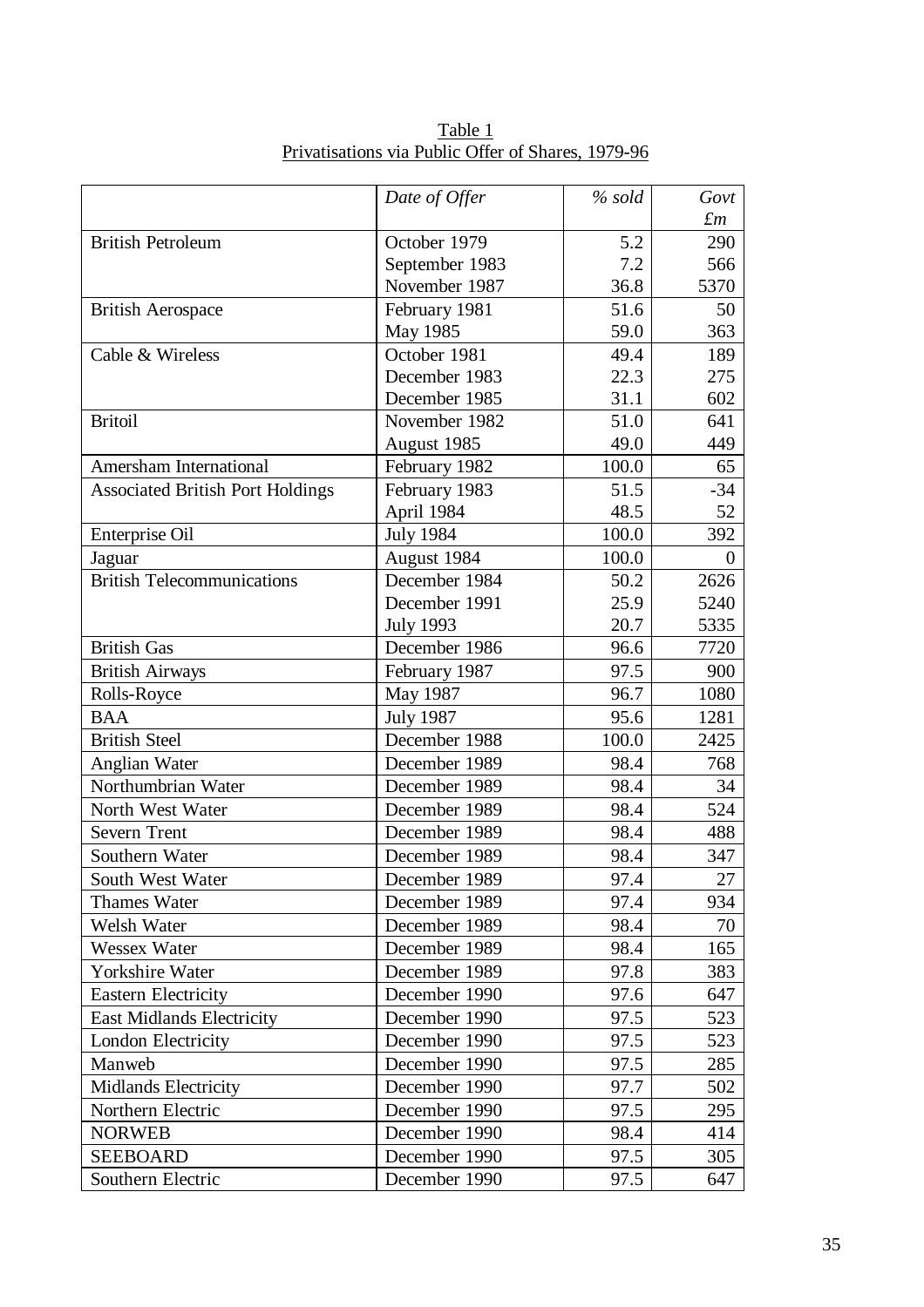Table 1
Privatisations via Public Offer of Shares, 1979-96

| | *Date of Offer* | *% sold* | *Govt £m* |
|---|---|---|---|
| British Petroleum | October 1979 | 5.2 | 290 |
| | September 1983 | 7.2 | 566 |
| | November 1987 | 36.8 | 5370 |
| British Aerospace | February 1981 | 51.6 | 50 |
| | May 1985 | 59.0 | 363 |
| Cable & Wireless | October 1981 | 49.4 | 189 |
| | December 1983 | 22.3 | 275 |
| | December 1985 | 31.1 | 602 |
| Britoil | November 1982 | 51.0 | 641 |
| | August 1985 | 49.0 | 449 |
| Amersham International | February 1982 | 100.0 | 65 |
| Associated British Port Holdings | February 1983 | 51.5 | -34 |
| | April 1984 | 48.5 | 52 |
| Enterprise Oil | July 1984 | 100.0 | 392 |
| Jaguar | August 1984 | 100.0 | 0 |
| British Telecommunications | December 1984 | 50.2 | 2626 |
| | December 1991 | 25.9 | 5240 |
| | July 1993 | 20.7 | 5335 |
| British Gas | December 1986 | 96.6 | 7720 |
| British Airways | February 1987 | 97.5 | 900 |
| Rolls-Royce | May 1987 | 96.7 | 1080 |
| BAA | July 1987 | 95.6 | 1281 |
| British Steel | December 1988 | 100.0 | 2425 |
| Anglian Water | December 1989 | 98.4 | 768 |
| Northumbrian Water | December 1989 | 98.4 | 34 |
| North West Water | December 1989 | 98.4 | 524 |
| Severn Trent | December 1989 | 98.4 | 488 |
| Southern Water | December 1989 | 98.4 | 347 |
| South West Water | December 1989 | 97.4 | 27 |
| Thames Water | December 1989 | 97.4 | 934 |
| Welsh Water | December 1989 | 98.4 | 70 |
| Wessex Water | December 1989 | 98.4 | 165 |
| Yorkshire Water | December 1989 | 97.8 | 383 |
| Eastern Electricity | December 1990 | 97.6 | 647 |
| East Midlands Electricity | December 1990 | 97.5 | 523 |
| London Electricity | December 1990 | 97.5 | 523 |
| Manweb | December 1990 | 97.5 | 285 |
| Midlands Electricity | December 1990 | 97.7 | 502 |
| Northern Electric | December 1990 | 97.5 | 295 |
| NORWEB | December 1990 | 98.4 | 414 |
| SEEBOARD | December 1990 | 97.5 | 305 |
| Southern Electric | December 1990 | 97.5 | 647 |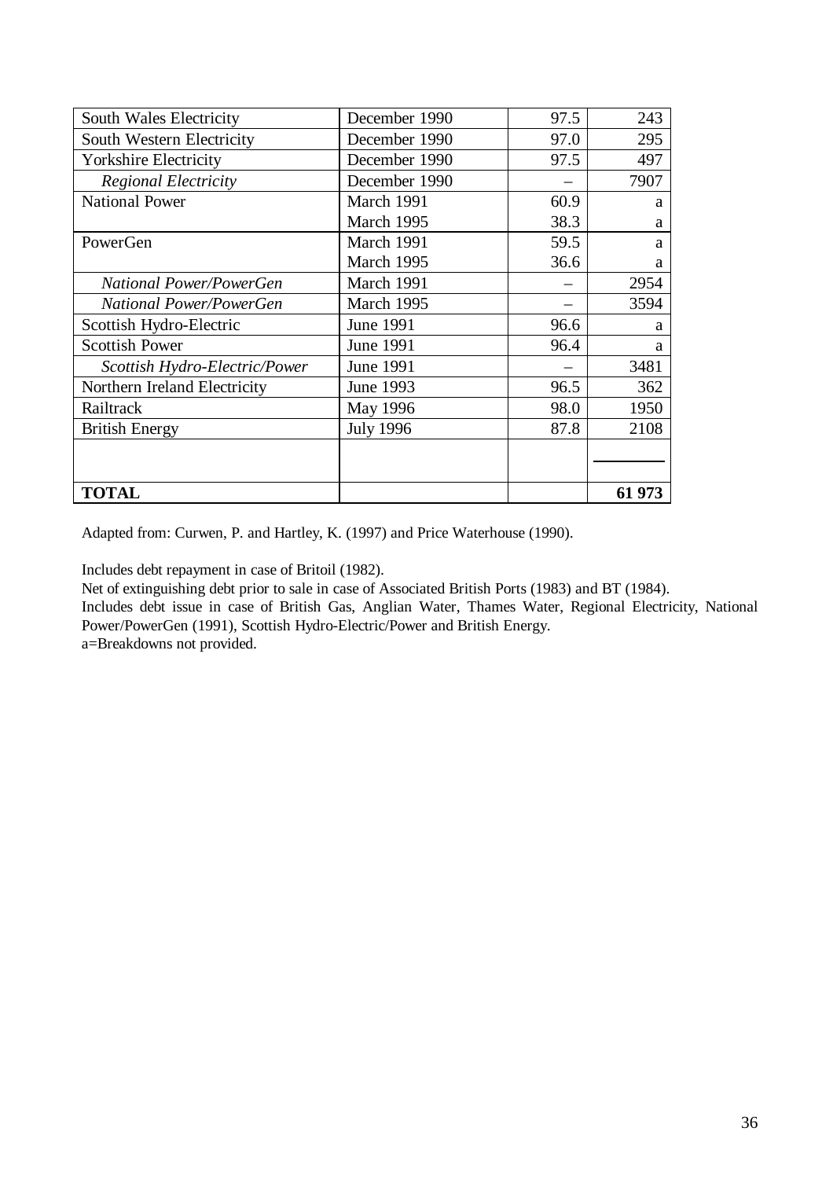| | | | |
|---|---|---|---|
| South Wales Electricity | December 1990 | 97.5 | 243 |
| South Western Electricity | December 1990 | 97.0 | 295 |
| Yorkshire Electricity | December 1990 | 97.5 | 497 |
| *Regional Electricity* | December 1990 | – | 7907 |
| National Power | March 1991 | 60.9 | a |
| | March 1995 | 38.3 | a |
| PowerGen | March 1991 | 59.5 | a |
| | March 1995 | 36.6 | a |
| *National Power/PowerGen* | March 1991 | – | 2954 |
| *National Power/PowerGen* | March 1995 | – | 3594 |
| Scottish Hydro-Electric | June 1991 | 96.6 | a |
| Scottish Power | June 1991 | 96.4 | a |
| *Scottish Hydro-Electric/Power* | June 1991 | – | 3481 |
| Northern Ireland Electricity | June 1993 | 96.5 | 362 |
| Railtrack | May 1996 | 98.0 | 1950 |
| British Energy | July 1996 | 87.8 | 2108 |
| | | | |
| **TOTAL** | | | **61 973** |

Adapted from: Curwen, P. and Hartley, K. (1997) and Price Waterhouse (1990).

Includes debt repayment in case of Britoil (1982).
Net of extinguishing debt prior to sale in case of Associated British Ports (1983) and BT (1984).
Includes debt issue in case of British Gas, Anglian Water, Thames Water, Regional Electricity, National Power/PowerGen (1991), Scottish Hydro-Electric/Power and British Energy.
a=Breakdowns not provided.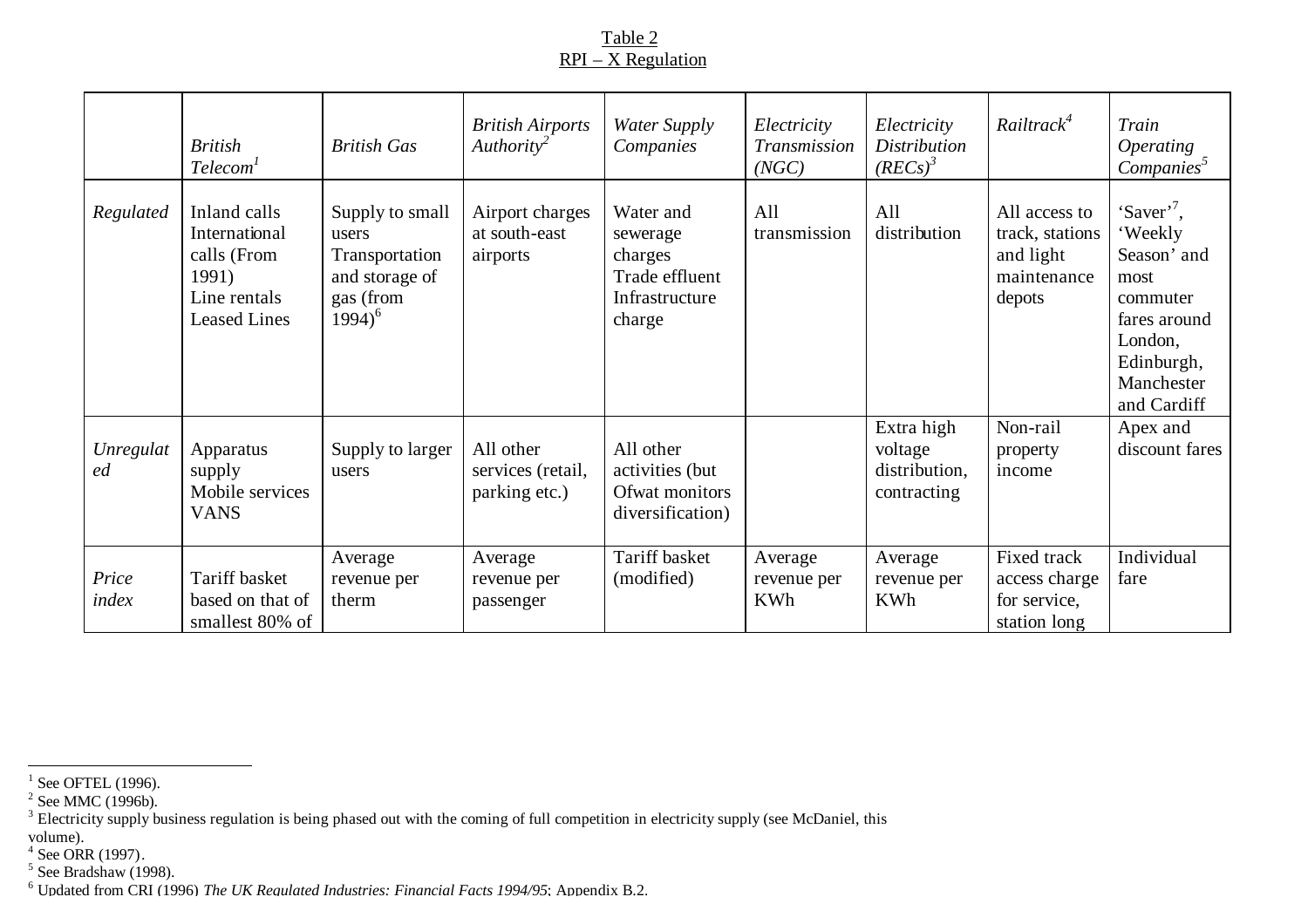Table 2
RPI – X Regulation

| | *British Telecom*[1] | *British Gas* | *British Airports Authority*[2] | *Water Supply Companies* | *Electricity Transmission (NGC)* | *Electricity Distribution (RECs)*[3] | *Railtrack*[4] | *Train Operating Companies*[5] |
|---|---|---|---|---|---|---|---|---|
| *Regulated* | Inland calls International calls (From 1991) Line rentals Leased Lines | Supply to small users Transportation and storage of gas (from 1994)[6] | Airport charges at south-east airports | Water and sewerage charges Trade effluent Infrastructure charge | All transmission | All distribution | All access to track, stations and light maintenance depots | 'Saver'[7], 'Weekly Season' and most commuter fares around London, Edinburgh, Manchester and Cardiff |
| *Unregulated* | Apparatus supply Mobile services VANS | Supply to larger users | All other services (retail, parking etc.) | All other activities (but Ofwat monitors diversification) | | Extra high voltage distribution, contracting | Non-rail property income | Apex and discount fares |
| *Price index* | Tariff basket based on that of smallest 80% of | Average revenue per therm | Average revenue per passenger | Tariff basket (modified) | Average revenue per KWh | Average revenue per KWh | Fixed track access charge for service, station long | Individual fare |

[1] See OFTEL (1996).
[2] See MMC (1996b).
[3] Electricity supply business regulation is being phased out with the coming of full competition in electricity supply (see McDaniel, this volume).
[4] See ORR (1997).
[5] See Bradshaw (1998).
[6] Updated from CRI (1996) *The UK Regulated Industries: Financial Facts 1994/95*; Appendix B.2.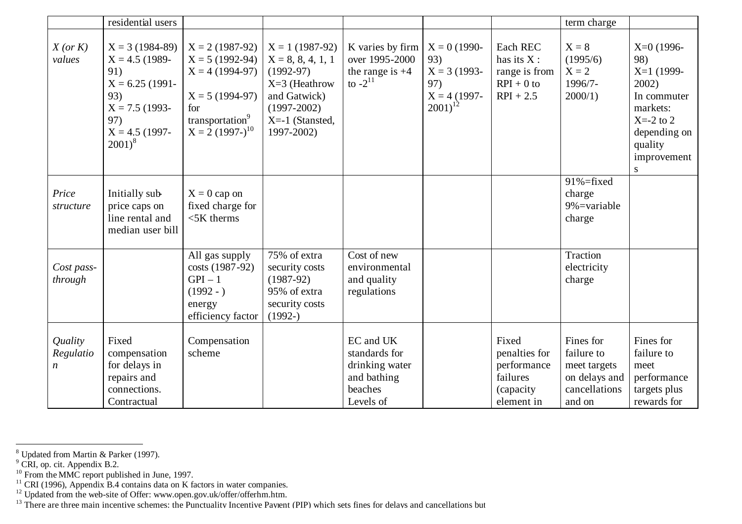| | residential users | | | | | | term charge | |
|---|---|---|---|---|---|---|---|---|
| *X (or K) values* | X = 3 (1984-89) X = 4.5 (1989-91) X = 6.25 (1991-93) X = 7.5 (1993-97) X = 4.5 (1997-2001)[8] | X = 2 (1987-92) X = 5 (1992-94) X = 4 (1994-97) X = 5 (1994-97) for transportation[9] X = 2 (1997-)[10] | X = 1 (1987-92) X = 8, 8, 4, 1, 1 (1992-97) X=3 (Heathrow and Gatwick) (1997-2002) X=-1 (Stansted, 1997-2002) | K varies by firm over 1995-2000 the range is +4 to -2[11] | X = 0 (1990-93) X = 3 (1993-97) X = 4 (1997-2001)[12] | Each REC has its X : range is from RPI + 0 to RPI + 2.5 | X = 8 (1995/6) X = 2 1996/7-2000/1) | X=0 (1996-98) X=1 (1999-2002) In commuter markets: X=-2 to 2 depending on quality improvements |
| *Price structure* | Initially sub-price caps on line rental and median user bill | X = 0 cap on fixed charge for <5K therms | | | | | 91%=fixed charge 9%=variable charge | |
| *Cost pass-through* | | All gas supply costs (1987-92) GPI – 1 (1992 - ) energy efficiency factor | 75% of extra security costs (1987-92) 95% of extra security costs (1992-) | Cost of new environmental and quality regulations | | | Traction electricity charge | |
| *Quality Regulation* | Fixed compensation for delays in repairs and connections. Contractual | Compensation scheme | | EC and UK standards for drinking water and bathing beaches Levels of | | Fixed penalties for performance failures (capacity element in | Fines for failure to meet targets on delays and cancellations and on | Fines for failure to meet performance targets plus rewards for |

[8] Updated from Martin & Parker (1997).
[9] CRI, op. cit. Appendix B.2.
[10] From the MMC report published in June, 1997.
[11] CRI (1996), Appendix B.4 contains data on K factors in water companies.
[12] Updated from the web-site of Offer: www.open.gov.uk/offer/offerhm.htm.
[13] There are three main incentive schemes: the Punctuality Incentive Payment (PIP) which sets fines for delays and cancellations but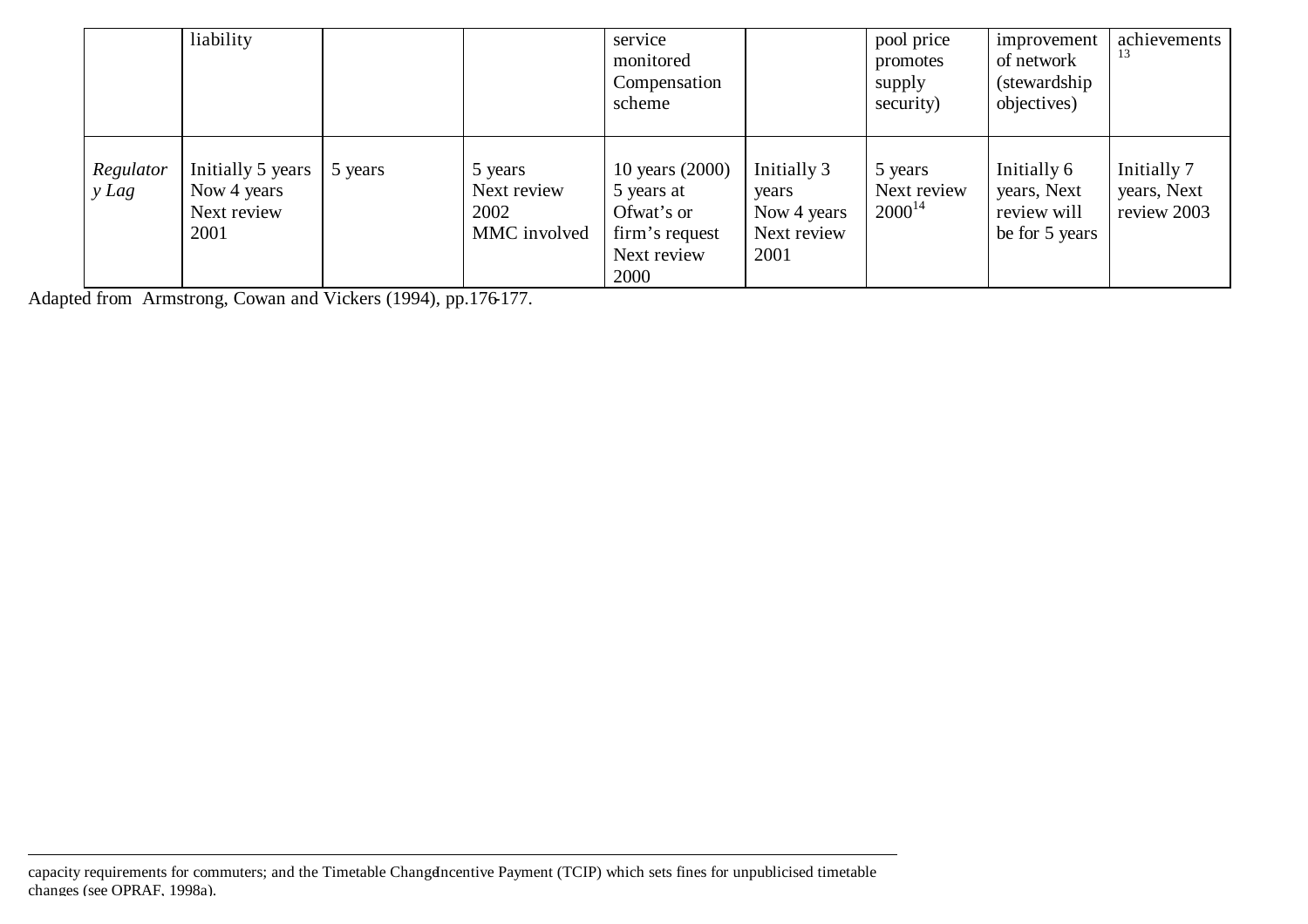| | liability | | | service monitored Compensation scheme | | pool price promotes supply security) | improvement of network (stewardship objectives) | achievements [13] |
|---|---|---|---|---|---|---|---|---|
| *Regulatory Lag* | Initially 5 years Now 4 years Next review 2001 | 5 years | 5 years Next review 2002 MMC involved | 10 years (2000) 5 years at Ofwat's or firm's request Next review 2000 | Initially 3 years Now 4 years Next review 2001 | 5 years Next review 2000[14] | Initially 6 years, Next review will be for 5 years | Initially 7 years, Next review 2003 |

Adapted from Armstrong, Cowan and Vickers (1994), pp.176-177.

---

capacity requirements for commuters; and the Timetable Change Incentive Payment (TCIP) which sets fines for unpublicised timetable changes (see OPRAF, 1998a).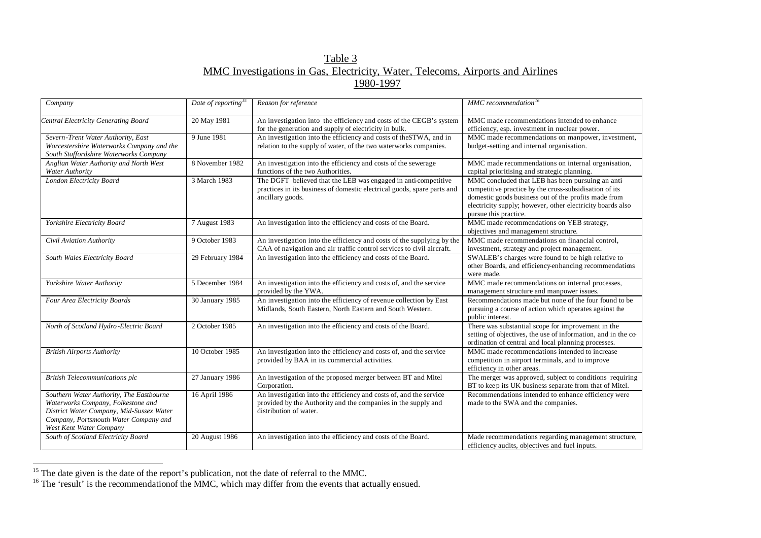# Table 3
## MMC Investigations in Gas, Electricity, Water, Telecoms, Airports and Airlines 1980-1997

| *Company* | *Date of reporting*[15] | *Reason for reference* | *MMC recommendation*[16] |
|---|---|---|---|
| *Central Electricity Generating Board* | 20 May 1981 | An investigation into the efficiency and costs of the CEGB's system for the generation and supply of electricity in bulk. | MMC made recommendations intended to enhance efficiency, esp. investment in nuclear power. |
| *Severn-Trent Water Authority, East Worcestershire Waterworks Company and the South Staffordshire Waterworks Company* | 9 June 1981 | An investigation into the efficiency and costs of theSTWA, and in relation to the supply of water, of the two waterworks companies. | MMC made recommendations on manpower, investment, budget-setting and internal organisation. |
| *Anglian Water Authority and North West Water Authority* | 8 November 1982 | An investigation into the efficiency and costs of the sewerage functions of the two Authorities. | MMC made recommendations on internal organisation, capital prioritising and strategic planning. |
| *London Electricity Board* | 3 March 1983 | The DGFT believed that the LEB was engaged in anti-competitive practices in its business of domestic electrical goods, spare parts and ancillary goods. | MMC concluded that LEB has been pursuing an anti-competitive practice by the cross-subsidisation of its domestic goods business out of the profits made from electricity supply; however, other electricity boards also pursue this practice. |
| *Yorkshire Electricity Board* | 7 August 1983 | An investigation into the efficiency and costs of the Board. | MMC made recommendations on YEB strategy, objectives and management structure. |
| *Civil Aviation Authority* | 9 October 1983 | An investigation into the efficiency and costs of the supplying by the CAA of navigation and air traffic control services to civil aircraft. | MMC made recommendations on financial control, investment, strategy and project management. |
| *South Wales Electricity Board* | 29 February 1984 | An investigation into the efficiency and costs of the Board. | SWALEB's charges were found to be high relative to other Boards, and efficiency-enhancing recommendations were made. |
| *Yorkshire Water Authority* | 5 December 1984 | An investigation into the efficiency and costs of, and the service provided by the YWA. | MMC made recommendations on internal processes, management structure and manpower issues. |
| *Four Area Electricity Boards* | 30 January 1985 | An investigation into the efficiency of revenue collection by East Midlands, South Eastern, North Eastern and South Western. | Recommendations made but none of the four found to be pursuing a course of action which operates against the public interest. |
| *North of Scotland Hydro-Electric Board* | 2 October 1985 | An investigation into the efficiency and costs of the Board. | There was substantial scope for improvement in the setting of objectives, the use of information, and in the co-ordination of central and local planning processes. |
| *British Airports Authority* | 10 October 1985 | An investigation into the efficiency and costs of, and the service provided by BAA in its commercial activities. | MMC made recommendations intended to increase competition in airport terminals, and to improve efficiency in other areas. |
| *British Telecommunications plc* | 27 January 1986 | An investigation of the proposed merger between BT and Mitel Corporation. | The merger was approved, subject to conditions requiring BT to keep its UK business separate from that of Mitel. |
| *Southern Water Authority, The Eastbourne Waterworks Company, Folkestone and District Water Company, Mid-Sussex Water Company, Portsmouth Water Company and West Kent Water Company* | 16 April 1986 | An investigation into the efficiency and costs of, and the service provided by the Authority and the companies in the supply and distribution of water. | Recommendations intended to enhance efficiency were made to the SWA and the companies. |
| *South of Scotland Electricity Board* | 20 August 1986 | An investigation into the efficiency and costs of the Board. | Made recommendations regarding management structure, efficiency audits, objectives and fuel inputs. |

[15] The date given is the date of the report's publication, not the date of referral to the MMC.

[16] The 'result' is the recommendationof the MMC, which may differ from the events that actually ensued.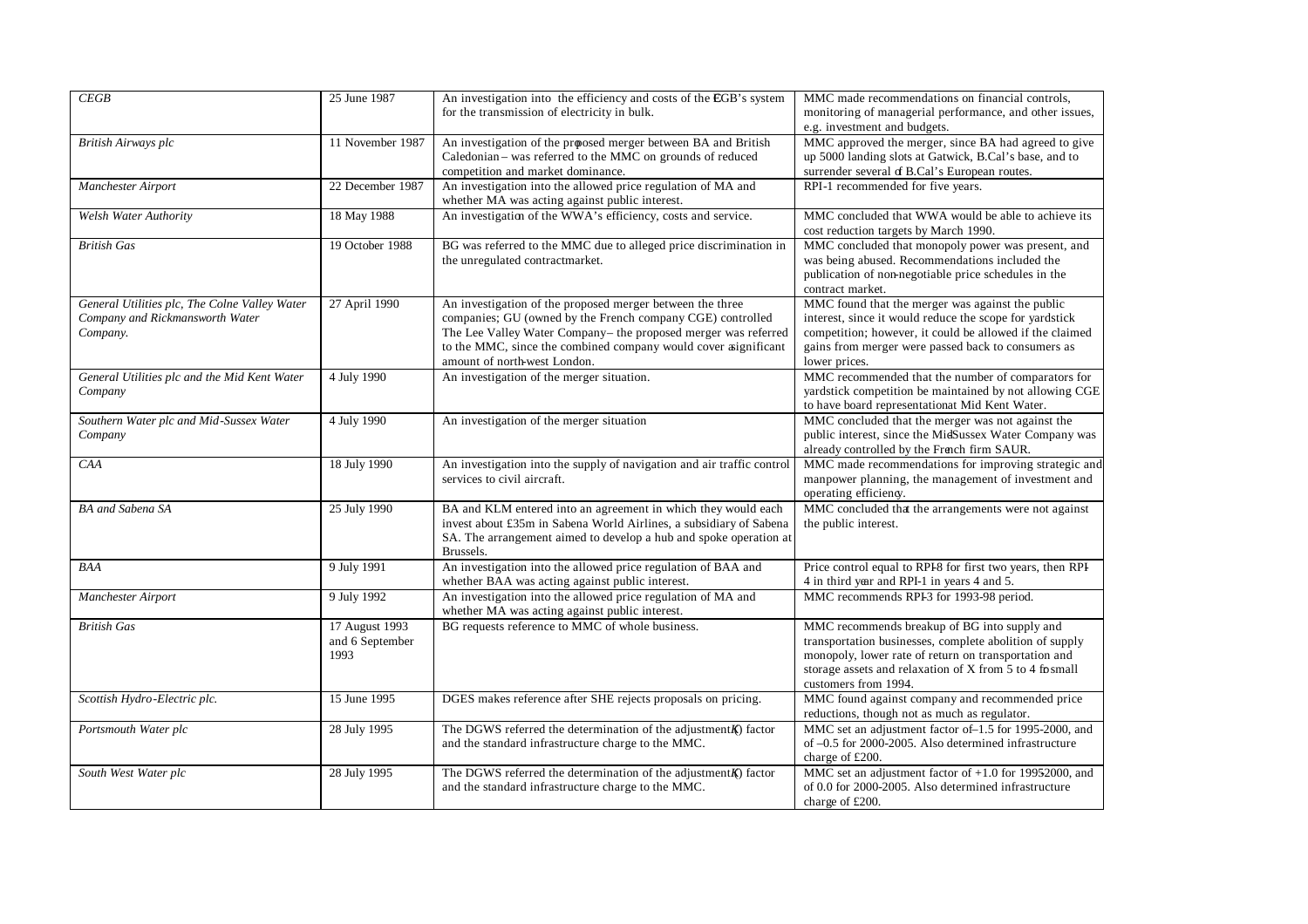| *CEGB* | 25 June 1987 | An investigation into the efficiency and costs of the CEGB's system for the transmission of electricity in bulk. | MMC made recommendations on financial controls, monitoring of managerial performance, and other issues, e.g. investment and budgets. |
|---|---|---|---|
| *British Airways plc* | 11 November 1987 | An investigation of the proposed merger between BA and British Caledonian – was referred to the MMC on grounds of reduced competition and market dominance. | MMC approved the merger, since BA had agreed to give up 5000 landing slots at Gatwick, B.Cal's base, and to surrender several of B.Cal's European routes. |
| *Manchester Airport* | 22 December 1987 | An investigation into the allowed price regulation of MA and whether MA was acting against public interest. | RPI-1 recommended for five years. |
| *Welsh Water Authority* | 18 May 1988 | An investigation of the WWA's efficiency, costs and service. | MMC concluded that WWA would be able to achieve its cost reduction targets by March 1990. |
| *British Gas* | 19 October 1988 | BG was referred to the MMC due to alleged price discrimination in the unregulated contract market. | MMC concluded that monopoly power was present, and was being abused. Recommendations included the publication of non-negotiable price schedules in the contract market. |
| *General Utilities plc, The Colne Valley Water Company and Rickmansworth Water Company.* | 27 April 1990 | An investigation of the proposed merger between the three companies; GU (owned by the French company CGE) controlled The Lee Valley Water Company – the proposed merger was referred to the MMC, since the combined company would cover a significant amount of north-west London. | MMC found that the merger was against the public interest, since it would reduce the scope for yardstick competition; however, it could be allowed if the claimed gains from merger were passed back to consumers as lower prices. |
| *General Utilities plc and the Mid Kent Water Company* | 4 July 1990 | An investigation of the merger situation. | MMC recommended that the number of comparators for yardstick competition be maintained by not allowing CGE to have board representation at Mid Kent Water. |
| *Southern Water plc and Mid-Sussex Water Company* | 4 July 1990 | An investigation of the merger situation | MMC concluded that the merger was not against the public interest, since the Mid-Sussex Water Company was already controlled by the French firm SAUR. |
| *CAA* | 18 July 1990 | An investigation into the supply of navigation and air traffic control services to civil aircraft. | MMC made recommendations for improving strategic and manpower planning, the management of investment and operating efficiency. |
| *BA and Sabena SA* | 25 July 1990 | BA and KLM entered into an agreement in which they would each invest about £35m in Sabena World Airlines, a subsidiary of Sabena SA. The arrangement aimed to develop a hub and spoke operation at Brussels. | MMC concluded that the arrangements were not against the public interest. |
| *BAA* | 9 July 1991 | An investigation into the allowed price regulation of BAA and whether BAA was acting against public interest. | Price control equal to RPI-8 for first two years, then RPI-4 in third year and RPI-1 in years 4 and 5. |
| *Manchester Airport* | 9 July 1992 | An investigation into the allowed price regulation of MA and whether MA was acting against public interest. | MMC recommends RPI-3 for 1993-98 period. |
| *British Gas* | 17 August 1993 and 6 September 1993 | BG requests reference to MMC of whole business. | MMC recommends breakup of BG into supply and transportation businesses, complete abolition of supply monopoly, lower rate of return on transportation and storage assets and relaxation of X from 5 to 4 for small customers from 1994. |
| *Scottish Hydro-Electric plc.* | 15 June 1995 | DGES makes reference after SHE rejects proposals on pricing. | MMC found against company and recommended price reductions, though not as much as regulator. |
| *Portsmouth Water plc* | 28 July 1995 | The DGWS referred the determination of the adjustment (K) factor and the standard infrastructure charge to the MMC. | MMC set an adjustment factor of –1.5 for 1995-2000, and of –0.5 for 2000-2005. Also determined infrastructure charge of £200. |
| *South West Water plc* | 28 July 1995 | The DGWS referred the determination of the adjustment (K) factor and the standard infrastructure charge to the MMC. | MMC set an adjustment factor of +1.0 for 1995-2000, and of 0.0 for 2000-2005. Also determined infrastructure charge of £200. |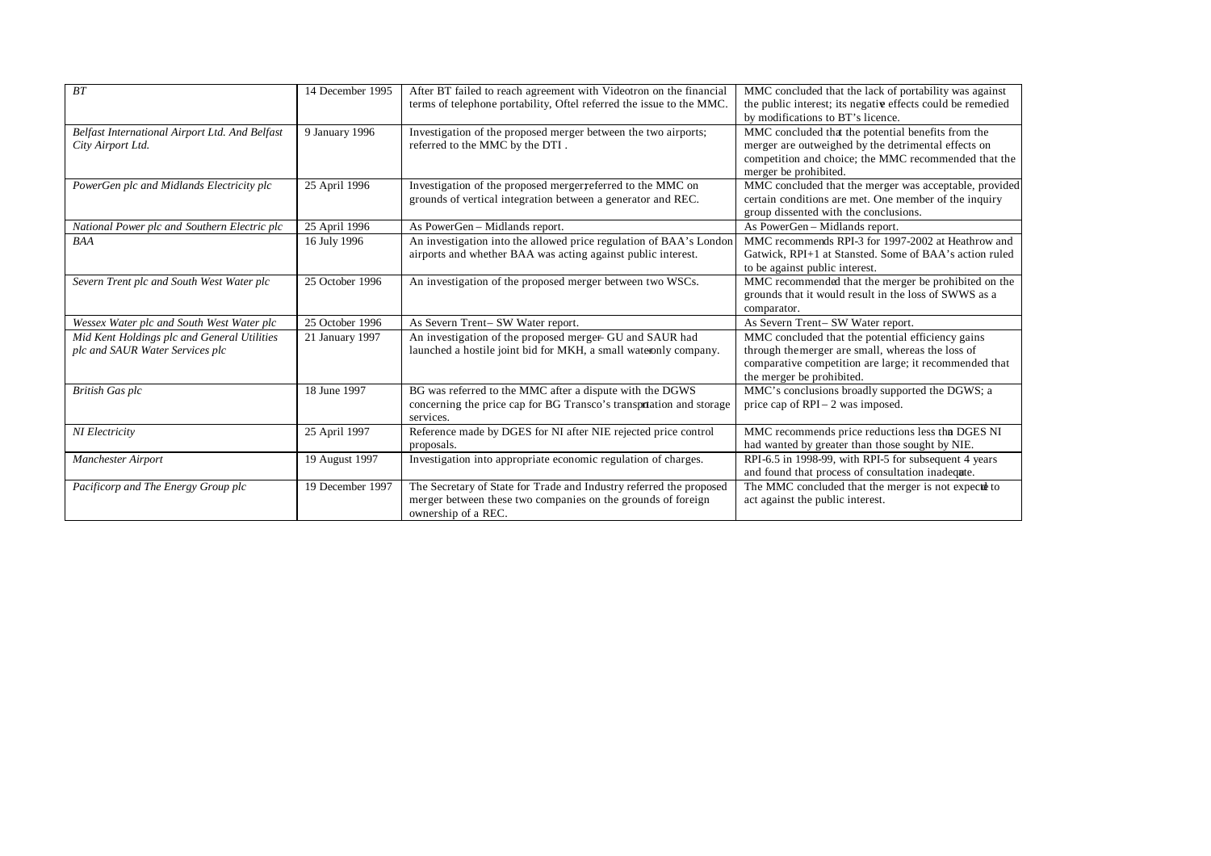| *BT* | 14 December 1995 | After BT failed to reach agreement with Videotron on the financial terms of telephone portability, Oftel referred the issue to the MMC. | MMC concluded that the lack of portability was against the public interest; its negative effects could be remedied by modifications to BT's licence. |
|---|---|---|---|
| *Belfast International Airport Ltd. And Belfast City Airport Ltd.* | 9 January 1996 | Investigation of the proposed merger between the two airports; referred to the MMC by the DTI . | MMC concluded that the potential benefits from the merger are outweighed by the detrimental effects on competition and choice; the MMC recommended that the merger be prohibited. |
| *PowerGen plc and Midlands Electricity plc* | 25 April 1996 | Investigation of the proposed merger; referred to the MMC on grounds of vertical integration between a generator and REC. | MMC concluded that the merger was acceptable, provided certain conditions are met. One member of the inquiry group dissented with the conclusions. |
| *National Power plc and Southern Electric plc* | 25 April 1996 | As PowerGen – Midlands report. | As PowerGen – Midlands report. |
| *BAA* | 16 July 1996 | An investigation into the allowed price regulation of BAA's London airports and whether BAA was acting against public interest. | MMC recommends RPI-3 for 1997-2002 at Heathrow and Gatwick, RPI+1 at Stansted. Some of BAA's action ruled to be against public interest. |
| *Severn Trent plc and South West Water plc* | 25 October 1996 | An investigation of the proposed merger between two WSCs. | MMC recommended that the merger be prohibited on the grounds that it would result in the loss of SWWS as a comparator. |
| *Wessex Water plc and South West Water plc* | 25 October 1996 | As Severn Trent – SW Water report. | As Severn Trent – SW Water report. |
| *Mid Kent Holdings plc and General Utilities plc and SAUR Water Services plc* | 21 January 1997 | An investigation of the proposed merger – GU and SAUR had launched a hostile joint bid for MKH, a small water-only company. | MMC concluded that the potential efficiency gains through the merger are small, whereas the loss of comparative competition are large; it recommended that the merger be prohibited. |
| *British Gas plc* | 18 June 1997 | BG was referred to the MMC after a dispute with the DGWS concerning the price cap for BG Transco's transportation and storage services. | MMC's conclusions broadly supported the DGWS; a price cap of RPI – 2 was imposed. |
| *NI Electricity* | 25 April 1997 | Reference made by DGES for NI after NIE rejected price control proposals. | MMC recommends price reductions less than DGES NI had wanted by greater than those sought by NIE. |
| *Manchester Airport* | 19 August 1997 | Investigation into appropriate economic regulation of charges. | RPI-6.5 in 1998-99, with RPI-5 for subsequent 4 years and found that process of consultation inadequate. |
| *Pacificorp and The Energy Group plc* | 19 December 1997 | The Secretary of State for Trade and Industry referred the proposed merger between these two companies on the grounds of foreign ownership of a REC. | The MMC concluded that the merger is not expected to act against the public interest. |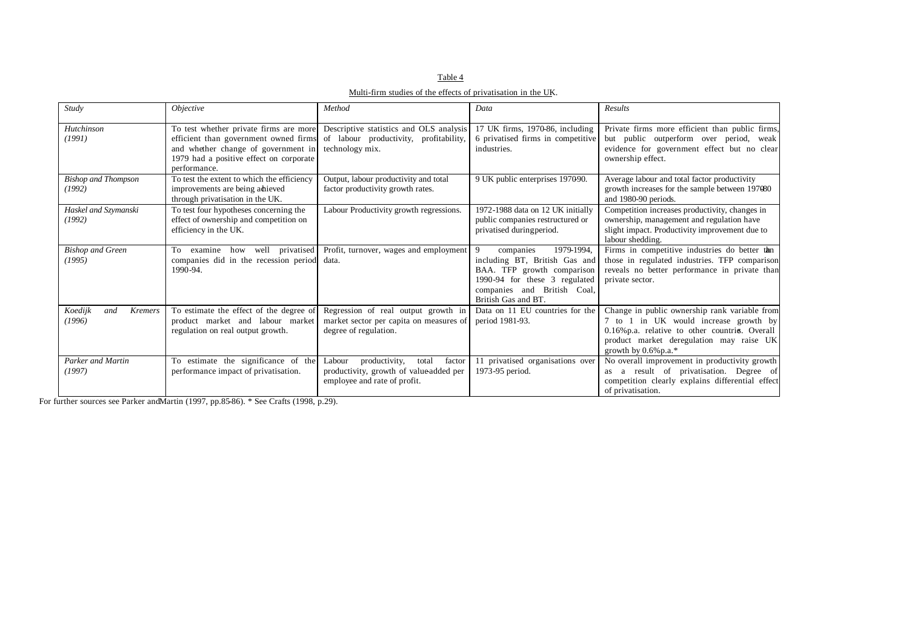Table 4

Multi-firm studies of the effects of privatisation in the UK.

| *Study* | *Objective* | *Method* | *Data* | *Results* |
|---|---|---|---|---|
| *Hutchinson (1991)* | To test whether private firms are more efficient than government owned firms and whether change of government in 1979 had a positive effect on corporate performance. | Descriptive statistics and OLS analysis of labour productivity, profitability, technology mix. | 17 UK firms, 1970-86, including 6 privatised firms in competitive industries. | Private firms more efficient than public firms, but public outperform over period, weak evidence for government effect but no clear ownership effect. |
| *Bishop and Thompson (1992)* | To test the extent to which the efficiency improvements are being achieved through privatisation in the UK. | Output, labour productivity and total factor productivity growth rates. | 9 UK public enterprises 1970-90. | Average labour and total factor productivity growth increases for the sample between 1970-80 and 1980-90 periods. |
| *Haskel and Szymanski (1992)* | To test four hypotheses concerning the effect of ownership and competition on efficiency in the UK. | Labour Productivity growth regressions. | 1972-1988 data on 12 UK initially public companies restructured or privatised during period. | Competition increases productivity, changes in ownership, management and regulation have slight impact. Productivity improvement due to labour shedding. |
| *Bishop and Green (1995)* | To examine how well privatised companies did in the recession period 1990-94. | Profit, turnover, wages and employment data. | 9 companies 1979-1994, including BT, British Gas and BAA. TFP growth comparison 1990-94 for these 3 regulated companies and British Coal, British Gas and BT. | Firms in competitive industries do better than those in regulated industries. TFP comparison reveals no better performance in private than private sector. |
| *Koedijk and Kremers (1996)* | To estimate the effect of the degree of product market and labour market regulation on real output growth. | Regression of real output growth in market sector per capita on measures of degree of regulation. | Data on 11 EU countries for the period 1981-93. | Change in public ownership rank variable from 7 to 1 in UK would increase growth by 0.16%p.a. relative to other countries. Overall product market deregulation may raise UK growth by 0.6%p.a.* |
| *Parker and Martin (1997)* | To estimate the significance of the performance impact of privatisation. | Labour productivity, total factor productivity, growth of value-added per employee and rate of profit. | 11 privatised organisations over 1973-95 period. | No overall improvement in productivity growth as a result of privatisation. Degree of competition clearly explains differential effect of privatisation. |

For further sources see Parker and Martin (1997, pp.85-86). * See Crafts (1998, p.29).